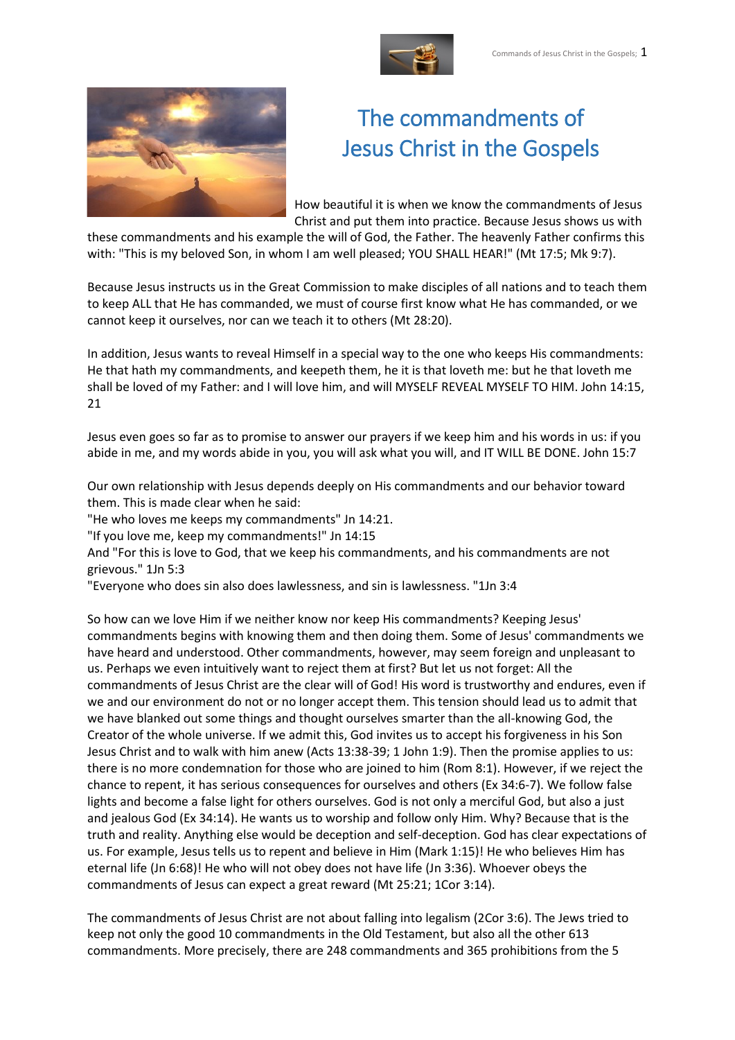# The commandments of Jesus Christ in the Gospels

How beautiful it is when we know the commandments of Jesus Christ and put them into practice. Because Jesus shows us with these commandments and his example the will of God, the Father. The heavenly Father confirms this with: "This is my beloved Son, in whom I am well pleased; YOU SHALL HEAR!" (Mt 17:5; Mk 9:7).

Because Jesus instructs us in the Great Commission to make disciples of all nations and to teach them to keep ALL that He has commanded, we must of course first know what He has commanded, or we cannot keep it ourselves, nor can we teach it to others (Mt 28:20).

In addition, Jesus wants to reveal Himself in a special way to the one who keeps His commandments: He that hath my commandments, and keepeth them, he it is that loveth me: but he that loveth me shall be loved of my Father: and I will love him, and will MYSELF REVEAL MYSELF TO HIM. John 14:15, 21

Jesus even goes so far as to promise to answer our prayers if we keep him and his words in us: if you abide in me, and my words abide in you, you will ask what you will, and IT WILL BE DONE. John 15:7

Our own relationship with Jesus depends deeply on His commandments and our behavior toward them. This is made clear when he said:
"He who loves me keeps my commandments" Jn 14:21.
"If you love me, keep my commandments!" Jn 14:15
And "For this is love to God, that we keep his commandments, and his commandments are not grievous." 1Jn 5:3
"Everyone who does sin also does lawlessness, and sin is lawlessness. "1Jn 3:4

So how can we love Him if we neither know nor keep His commandments? Keeping Jesus' commandments begins with knowing them and then doing them. Some of Jesus' commandments we have heard and understood. Other commandments, however, may seem foreign and unpleasant to us. Perhaps we even intuitively want to reject them at first? But let us not forget: All the commandments of Jesus Christ are the clear will of God! His word is trustworthy and endures, even if we and our environment do not or no longer accept them. This tension should lead us to admit that we have blanked out some things and thought ourselves smarter than the all-knowing God, the Creator of the whole universe. If we admit this, God invites us to accept his forgiveness in his Son Jesus Christ and to walk with him anew (Acts 13:38-39; 1 John 1:9). Then the promise applies to us: there is no more condemnation for those who are joined to him (Rom 8:1). However, if we reject the chance to repent, it has serious consequences for ourselves and others (Ex 34:6-7). We follow false lights and become a false light for others ourselves. God is not only a merciful God, but also a just and jealous God (Ex 34:14). He wants us to worship and follow only Him. Why? Because that is the truth and reality. Anything else would be deception and self-deception. God has clear expectations of us. For example, Jesus tells us to repent and believe in Him (Mark 1:15)! He who believes Him has eternal life (Jn 6:68)! He who will not obey does not have life (Jn 3:36). Whoever obeys the commandments of Jesus can expect a great reward (Mt 25:21; 1Cor 3:14).

The commandments of Jesus Christ are not about falling into legalism (2Cor 3:6). The Jews tried to keep not only the good 10 commandments in the Old Testament, but also all the other 613 commandments. More precisely, there are 248 commandments and 365 prohibitions from the 5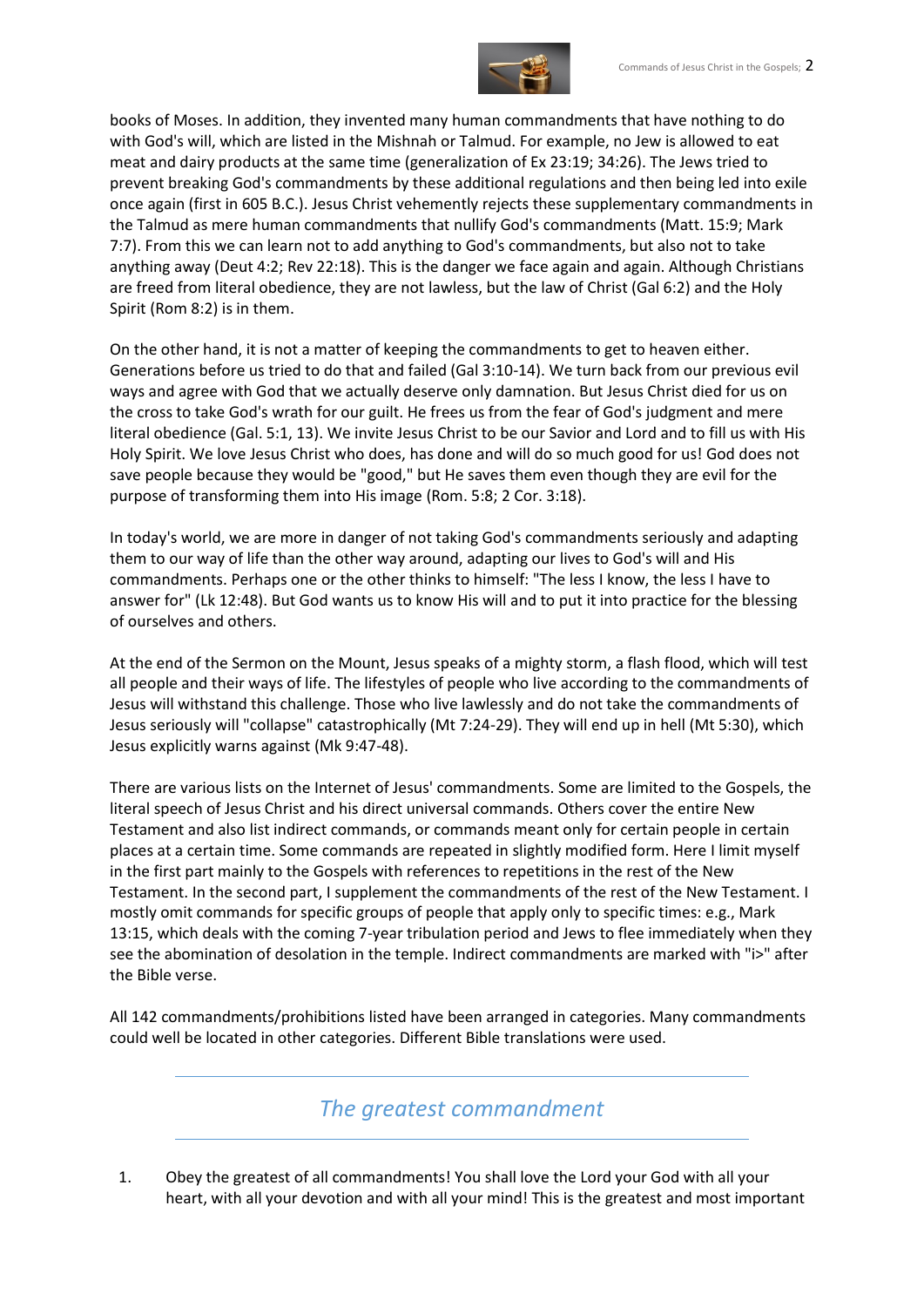books of Moses. In addition, they invented many human commandments that have nothing to do with God's will, which are listed in the Mishnah or Talmud. For example, no Jew is allowed to eat meat and dairy products at the same time (generalization of Ex 23:19; 34:26). The Jews tried to prevent breaking God's commandments by these additional regulations and then being led into exile once again (first in 605 B.C.). Jesus Christ vehemently rejects these supplementary commandments in the Talmud as mere human commandments that nullify God's commandments (Matt. 15:9; Mark 7:7). From this we can learn not to add anything to God's commandments, but also not to take anything away (Deut 4:2; Rev 22:18). This is the danger we face again and again. Although Christians are freed from literal obedience, they are not lawless, but the law of Christ (Gal 6:2) and the Holy Spirit (Rom 8:2) is in them.

On the other hand, it is not a matter of keeping the commandments to get to heaven either. Generations before us tried to do that and failed (Gal 3:10-14). We turn back from our previous evil ways and agree with God that we actually deserve only damnation. But Jesus Christ died for us on the cross to take God's wrath for our guilt. He frees us from the fear of God's judgment and mere literal obedience (Gal. 5:1, 13). We invite Jesus Christ to be our Savior and Lord and to fill us with His Holy Spirit. We love Jesus Christ who does, has done and will do so much good for us! God does not save people because they would be "good," but He saves them even though they are evil for the purpose of transforming them into His image (Rom. 5:8; 2 Cor. 3:18).

In today's world, we are more in danger of not taking God's commandments seriously and adapting them to our way of life than the other way around, adapting our lives to God's will and His commandments. Perhaps one or the other thinks to himself: "The less I know, the less I have to answer for" (Lk 12:48). But God wants us to know His will and to put it into practice for the blessing of ourselves and others.

At the end of the Sermon on the Mount, Jesus speaks of a mighty storm, a flash flood, which will test all people and their ways of life. The lifestyles of people who live according to the commandments of Jesus will withstand this challenge. Those who live lawlessly and do not take the commandments of Jesus seriously will "collapse" catastrophically (Mt 7:24-29). They will end up in hell (Mt 5:30), which Jesus explicitly warns against (Mk 9:47-48).

There are various lists on the Internet of Jesus' commandments. Some are limited to the Gospels, the literal speech of Jesus Christ and his direct universal commands. Others cover the entire New Testament and also list indirect commands, or commands meant only for certain people in certain places at a certain time. Some commands are repeated in slightly modified form. Here I limit myself in the first part mainly to the Gospels with references to repetitions in the rest of the New Testament. In the second part, I supplement the commandments of the rest of the New Testament. I mostly omit commands for specific groups of people that apply only to specific times: e.g., Mark 13:15, which deals with the coming 7-year tribulation period and Jews to flee immediately when they see the abomination of desolation in the temple. Indirect commandments are marked with "i>" after the Bible verse.

All 142 commandments/prohibitions listed have been arranged in categories. Many commandments could well be located in other categories. Different Bible translations were used.

## *The greatest commandment*

1. Obey the greatest of all commandments! You shall love the Lord your God with all your heart, with all your devotion and with all your mind! This is the greatest and most important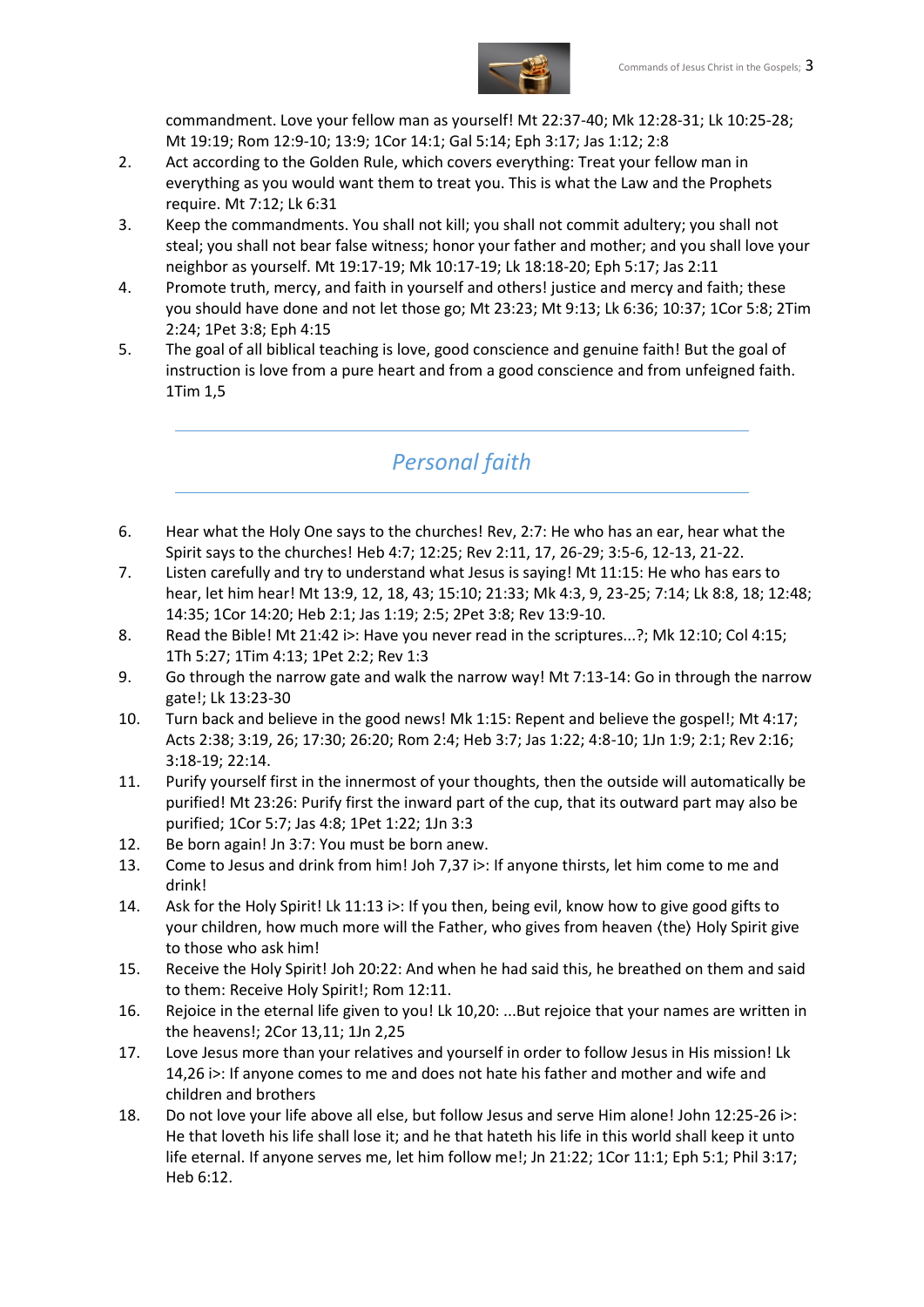commandment. Love your fellow man as yourself! Mt 22:37-40; Mk 12:28-31; Lk 10:25-28; Mt 19:19; Rom 12:9-10; 13:9; 1Cor 14:1; Gal 5:14; Eph 3:17; Jas 1:12; 2:8

2. Act according to the Golden Rule, which covers everything: Treat your fellow man in everything as you would want them to treat you. This is what the Law and the Prophets require. Mt 7:12; Lk 6:31
3. Keep the commandments. You shall not kill; you shall not commit adultery; you shall not steal; you shall not bear false witness; honor your father and mother; and you shall love your neighbor as yourself. Mt 19:17-19; Mk 10:17-19; Lk 18:18-20; Eph 5:17; Jas 2:11
4. Promote truth, mercy, and faith in yourself and others! justice and mercy and faith; these you should have done and not let those go; Mt 23:23; Mt 9:13; Lk 6:36; 10:37; 1Cor 5:8; 2Tim 2:24; 1Pet 3:8; Eph 4:15
5. The goal of all biblical teaching is love, good conscience and genuine faith! But the goal of instruction is love from a pure heart and from a good conscience and from unfeigned faith. 1Tim 1,5

## *Personal faith*

6. Hear what the Holy One says to the churches! Rev, 2:7: He who has an ear, hear what the Spirit says to the churches! Heb 4:7; 12:25; Rev 2:11, 17, 26-29; 3:5-6, 12-13, 21-22.
7. Listen carefully and try to understand what Jesus is saying! Mt 11:15: He who has ears to hear, let him hear! Mt 13:9, 12, 18, 43; 15:10; 21:33; Mk 4:3, 9, 23-25; 7:14; Lk 8:8, 18; 12:48; 14:35; 1Cor 14:20; Heb 2:1; Jas 1:19; 2:5; 2Pet 3:8; Rev 13:9-10.
8. Read the Bible! Mt 21:42 i>: Have you never read in the scriptures...?; Mk 12:10; Col 4:15; 1Th 5:27; 1Tim 4:13; 1Pet 2:2; Rev 1:3
9. Go through the narrow gate and walk the narrow way! Mt 7:13-14: Go in through the narrow gate!; Lk 13:23-30
10. Turn back and believe in the good news! Mk 1:15: Repent and believe the gospel!; Mt 4:17; Acts 2:38; 3:19, 26; 17:30; 26:20; Rom 2:4; Heb 3:7; Jas 1:22; 4:8-10; 1Jn 1:9; 2:1; Rev 2:16; 3:18-19; 22:14.
11. Purify yourself first in the innermost of your thoughts, then the outside will automatically be purified! Mt 23:26: Purify first the inward part of the cup, that its outward part may also be purified; 1Cor 5:7; Jas 4:8; 1Pet 1:22; 1Jn 3:3
12. Be born again! Jn 3:7: You must be born anew.
13. Come to Jesus and drink from him! Joh 7,37 i>: If anyone thirsts, let him come to me and drink!
14. Ask for the Holy Spirit! Lk 11:13 i>: If you then, being evil, know how to give good gifts to your children, how much more will the Father, who gives from heaven ⟨the⟩ Holy Spirit give to those who ask him!
15. Receive the Holy Spirit! Joh 20:22: And when he had said this, he breathed on them and said to them: Receive Holy Spirit!; Rom 12:11.
16. Rejoice in the eternal life given to you! Lk 10,20: ...But rejoice that your names are written in the heavens!; 2Cor 13,11; 1Jn 2,25
17. Love Jesus more than your relatives and yourself in order to follow Jesus in His mission! Lk 14,26 i>: If anyone comes to me and does not hate his father and mother and wife and children and brothers
18. Do not love your life above all else, but follow Jesus and serve Him alone! John 12:25-26 i>: He that loveth his life shall lose it; and he that hateth his life in this world shall keep it unto life eternal. If anyone serves me, let him follow me!; Jn 21:22; 1Cor 11:1; Eph 5:1; Phil 3:17; Heb 6:12.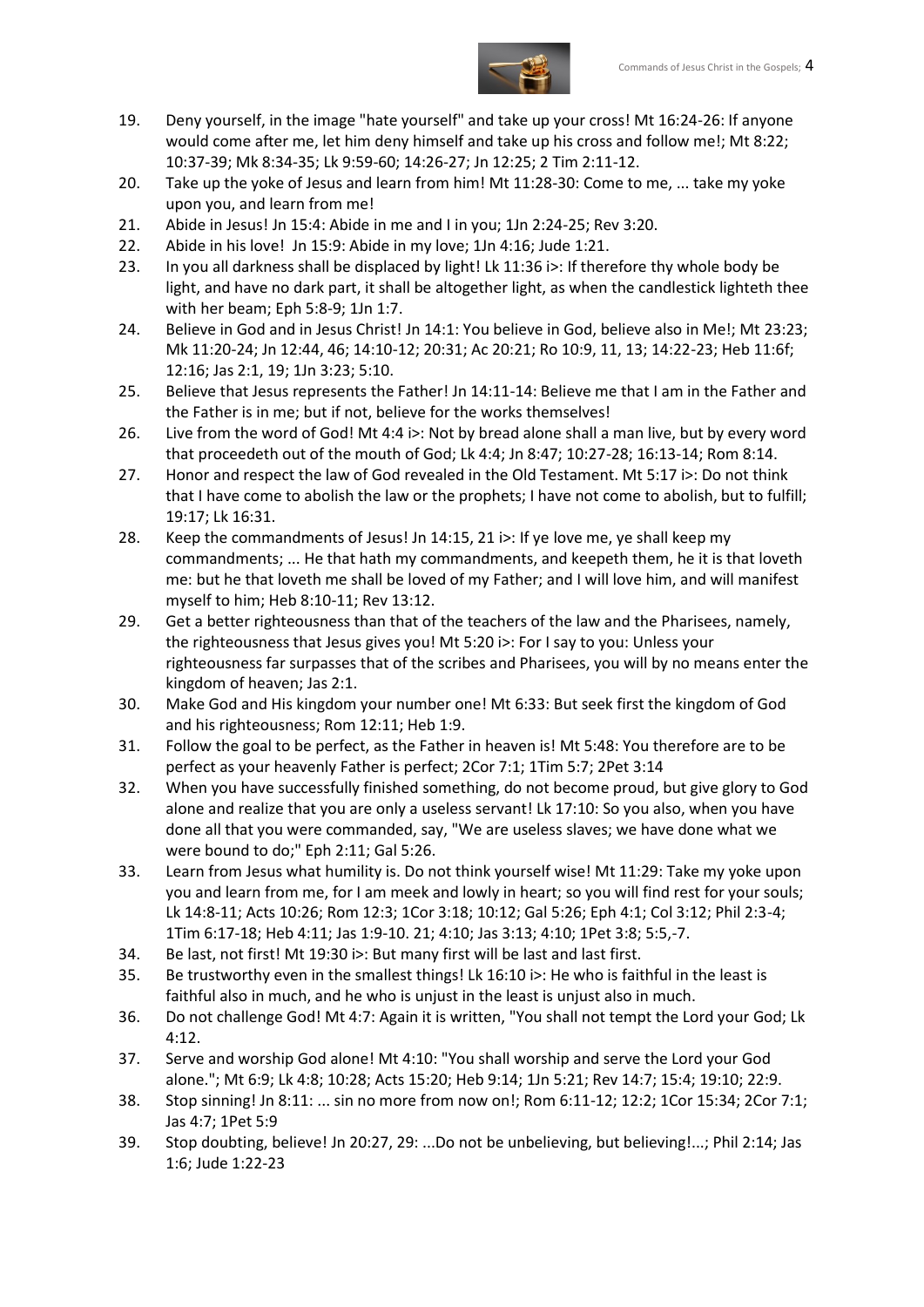19. Deny yourself, in the image "hate yourself" and take up your cross! Mt 16:24-26: If anyone would come after me, let him deny himself and take up his cross and follow me!; Mt 8:22; 10:37-39; Mk 8:34-35; Lk 9:59-60; 14:26-27; Jn 12:25; 2 Tim 2:11-12.
20. Take up the yoke of Jesus and learn from him! Mt 11:28-30: Come to me, ... take my yoke upon you, and learn from me!
21. Abide in Jesus! Jn 15:4: Abide in me and I in you; 1Jn 2:24-25; Rev 3:20.
22. Abide in his love! Jn 15:9: Abide in my love; 1Jn 4:16; Jude 1:21.
23. In you all darkness shall be displaced by light! Lk 11:36 i>: If therefore thy whole body be light, and have no dark part, it shall be altogether light, as when the candlestick lighteth thee with her beam; Eph 5:8-9; 1Jn 1:7.
24. Believe in God and in Jesus Christ! Jn 14:1: You believe in God, believe also in Me!; Mt 23:23; Mk 11:20-24; Jn 12:44, 46; 14:10-12; 20:31; Ac 20:21; Ro 10:9, 11, 13; 14:22-23; Heb 11:6f; 12:16; Jas 2:1, 19; 1Jn 3:23; 5:10.
25. Believe that Jesus represents the Father! Jn 14:11-14: Believe me that I am in the Father and the Father is in me; but if not, believe for the works themselves!
26. Live from the word of God! Mt 4:4 i>: Not by bread alone shall a man live, but by every word that proceedeth out of the mouth of God; Lk 4:4; Jn 8:47; 10:27-28; 16:13-14; Rom 8:14.
27. Honor and respect the law of God revealed in the Old Testament. Mt 5:17 i>: Do not think that I have come to abolish the law or the prophets; I have not come to abolish, but to fulfill; 19:17; Lk 16:31.
28. Keep the commandments of Jesus! Jn 14:15, 21 i>: If ye love me, ye shall keep my commandments; ... He that hath my commandments, and keepeth them, he it is that loveth me: but he that loveth me shall be loved of my Father; and I will love him, and will manifest myself to him; Heb 8:10-11; Rev 13:12.
29. Get a better righteousness than that of the teachers of the law and the Pharisees, namely, the righteousness that Jesus gives you! Mt 5:20 i>: For I say to you: Unless your righteousness far surpasses that of the scribes and Pharisees, you will by no means enter the kingdom of heaven; Jas 2:1.
30. Make God and His kingdom your number one! Mt 6:33: But seek first the kingdom of God and his righteousness; Rom 12:11; Heb 1:9.
31. Follow the goal to be perfect, as the Father in heaven is! Mt 5:48: You therefore are to be perfect as your heavenly Father is perfect; 2Cor 7:1; 1Tim 5:7; 2Pet 3:14
32. When you have successfully finished something, do not become proud, but give glory to God alone and realize that you are only a useless servant! Lk 17:10: So you also, when you have done all that you were commanded, say, "We are useless slaves; we have done what we were bound to do;" Eph 2:11; Gal 5:26.
33. Learn from Jesus what humility is. Do not think yourself wise! Mt 11:29: Take my yoke upon you and learn from me, for I am meek and lowly in heart; so you will find rest for your souls; Lk 14:8-11; Acts 10:26; Rom 12:3; 1Cor 3:18; 10:12; Gal 5:26; Eph 4:1; Col 3:12; Phil 2:3-4; 1Tim 6:17-18; Heb 4:11; Jas 1:9-10. 21; 4:10; Jas 3:13; 4:10; 1Pet 3:8; 5:5,-7.
34. Be last, not first! Mt 19:30 i>: But many first will be last and last first.
35. Be trustworthy even in the smallest things! Lk 16:10 i>: He who is faithful in the least is faithful also in much, and he who is unjust in the least is unjust also in much.
36. Do not challenge God! Mt 4:7: Again it is written, "You shall not tempt the Lord your God; Lk 4:12.
37. Serve and worship God alone! Mt 4:10: "You shall worship and serve the Lord your God alone."; Mt 6:9; Lk 4:8; 10:28; Acts 15:20; Heb 9:14; 1Jn 5:21; Rev 14:7; 15:4; 19:10; 22:9.
38. Stop sinning! Jn 8:11: ... sin no more from now on!; Rom 6:11-12; 12:2; 1Cor 15:34; 2Cor 7:1; Jas 4:7; 1Pet 5:9
39. Stop doubting, believe! Jn 20:27, 29: ...Do not be unbelieving, but believing!...; Phil 2:14; Jas 1:6; Jude 1:22-23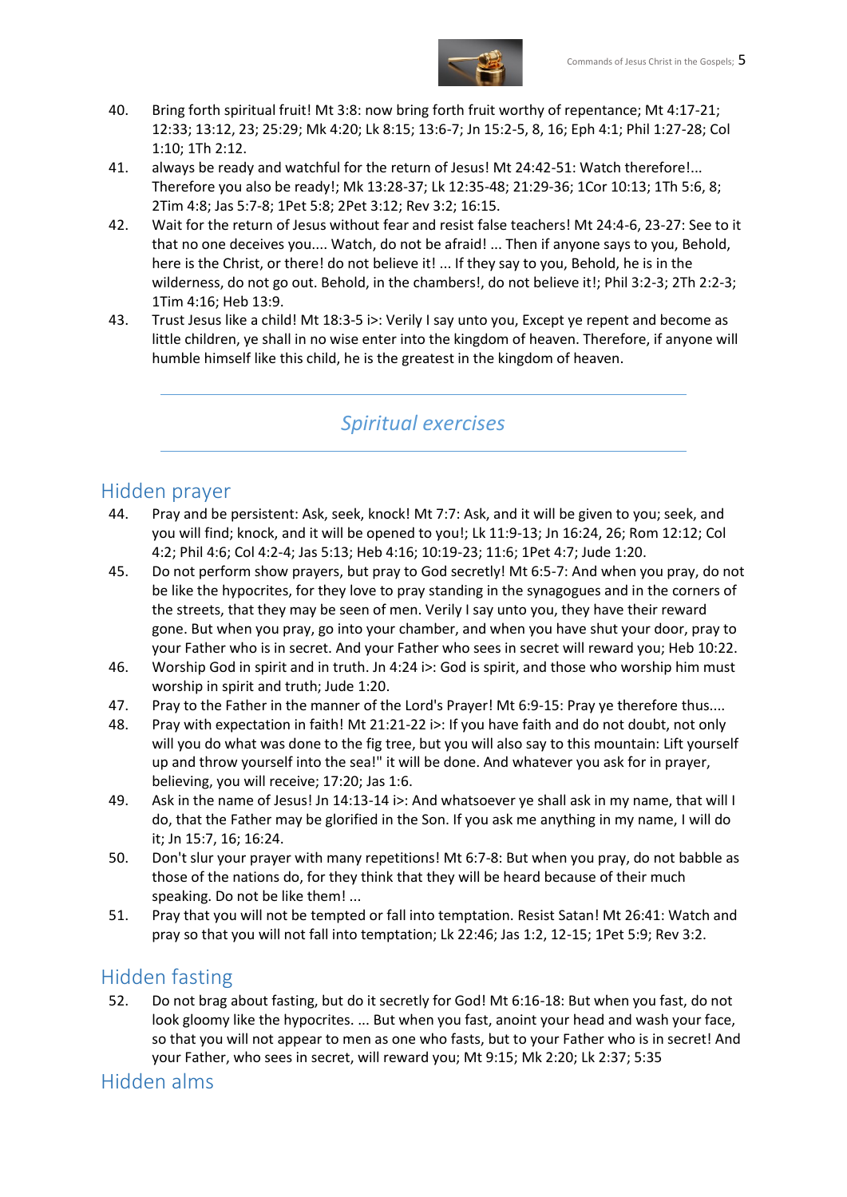40. Bring forth spiritual fruit! Mt 3:8: now bring forth fruit worthy of repentance; Mt 4:17-21; 12:33; 13:12, 23; 25:29; Mk 4:20; Lk 8:15; 13:6-7; Jn 15:2-5, 8, 16; Eph 4:1; Phil 1:27-28; Col 1:10; 1Th 2:12.
41. always be ready and watchful for the return of Jesus! Mt 24:42-51: Watch therefore!... Therefore you also be ready!; Mk 13:28-37; Lk 12:35-48; 21:29-36; 1Cor 10:13; 1Th 5:6, 8; 2Tim 4:8; Jas 5:7-8; 1Pet 5:8; 2Pet 3:12; Rev 3:2; 16:15.
42. Wait for the return of Jesus without fear and resist false teachers! Mt 24:4-6, 23-27: See to it that no one deceives you.... Watch, do not be afraid! ... Then if anyone says to you, Behold, here is the Christ, or there! do not believe it! ... If they say to you, Behold, he is in the wilderness, do not go out. Behold, in the chambers!, do not believe it!; Phil 3:2-3; 2Th 2:2-3; 1Tim 4:16; Heb 13:9.
43. Trust Jesus like a child! Mt 18:3-5 i>: Verily I say unto you, Except ye repent and become as little children, ye shall in no wise enter into the kingdom of heaven. Therefore, if anyone will humble himself like this child, he is the greatest in the kingdom of heaven.

## *Spiritual exercises*

### Hidden prayer

44. Pray and be persistent: Ask, seek, knock! Mt 7:7: Ask, and it will be given to you; seek, and you will find; knock, and it will be opened to you!; Lk 11:9-13; Jn 16:24, 26; Rom 12:12; Col 4:2; Phil 4:6; Col 4:2-4; Jas 5:13; Heb 4:16; 10:19-23; 11:6; 1Pet 4:7; Jude 1:20.
45. Do not perform show prayers, but pray to God secretly! Mt 6:5-7: And when you pray, do not be like the hypocrites, for they love to pray standing in the synagogues and in the corners of the streets, that they may be seen of men. Verily I say unto you, they have their reward gone. But when you pray, go into your chamber, and when you have shut your door, pray to your Father who is in secret. And your Father who sees in secret will reward you; Heb 10:22.
46. Worship God in spirit and in truth. Jn 4:24 i>: God is spirit, and those who worship him must worship in spirit and truth; Jude 1:20.
47. Pray to the Father in the manner of the Lord's Prayer! Mt 6:9-15: Pray ye therefore thus....
48. Pray with expectation in faith! Mt 21:21-22 i>: If you have faith and do not doubt, not only will you do what was done to the fig tree, but you will also say to this mountain: Lift yourself up and throw yourself into the sea!" it will be done. And whatever you ask for in prayer, believing, you will receive; 17:20; Jas 1:6.
49. Ask in the name of Jesus! Jn 14:13-14 i>: And whatsoever ye shall ask in my name, that will I do, that the Father may be glorified in the Son. If you ask me anything in my name, I will do it; Jn 15:7, 16; 16:24.
50. Don't slur your prayer with many repetitions! Mt 6:7-8: But when you pray, do not babble as those of the nations do, for they think that they will be heard because of their much speaking. Do not be like them! ...
51. Pray that you will not be tempted or fall into temptation. Resist Satan! Mt 26:41: Watch and pray so that you will not fall into temptation; Lk 22:46; Jas 1:2, 12-15; 1Pet 5:9; Rev 3:2.

### Hidden fasting

52. Do not brag about fasting, but do it secretly for God! Mt 6:16-18: But when you fast, do not look gloomy like the hypocrites. ... But when you fast, anoint your head and wash your face, so that you will not appear to men as one who fasts, but to your Father who is in secret! And your Father, who sees in secret, will reward you; Mt 9:15; Mk 2:20; Lk 2:37; 5:35

### Hidden alms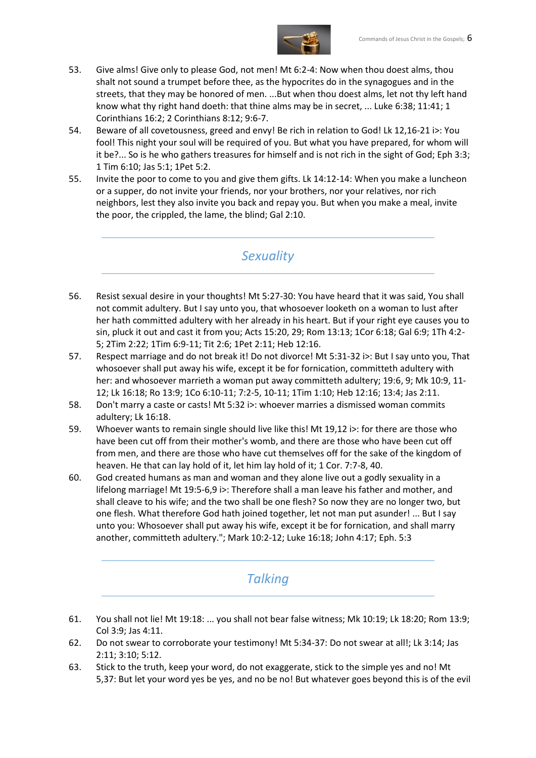53. Give alms! Give only to please God, not men! Mt 6:2-4: Now when thou doest alms, thou shalt not sound a trumpet before thee, as the hypocrites do in the synagogues and in the streets, that they may be honored of men. ...But when thou doest alms, let not thy left hand know what thy right hand doeth: that thine alms may be in secret, ... Luke 6:38; 11:41; 1 Corinthians 16:2; 2 Corinthians 8:12; 9:6-7.
54. Beware of all covetousness, greed and envy! Be rich in relation to God! Lk 12,16-21 i>: You fool! This night your soul will be required of you. But what you have prepared, for whom will it be?... So is he who gathers treasures for himself and is not rich in the sight of God; Eph 3:3; 1 Tim 6:10; Jas 5:1; 1Pet 5:2.
55. Invite the poor to come to you and give them gifts. Lk 14:12-14: When you make a luncheon or a supper, do not invite your friends, nor your brothers, nor your relatives, nor rich neighbors, lest they also invite you back and repay you. But when you make a meal, invite the poor, the crippled, the lame, the blind; Gal 2:10.

## *Sexuality*

56. Resist sexual desire in your thoughts! Mt 5:27-30: You have heard that it was said, You shall not commit adultery. But I say unto you, that whosoever looketh on a woman to lust after her hath committed adultery with her already in his heart. But if your right eye causes you to sin, pluck it out and cast it from you; Acts 15:20, 29; Rom 13:13; 1Cor 6:18; Gal 6:9; 1Th 4:2-5; 2Tim 2:22; 1Tim 6:9-11; Tit 2:6; 1Pet 2:11; Heb 12:16.
57. Respect marriage and do not break it! Do not divorce! Mt 5:31-32 i>: But I say unto you, That whosoever shall put away his wife, except it be for fornication, committeth adultery with her: and whosoever marrieth a woman put away committeth adultery; 19:6, 9; Mk 10:9, 11-12; Lk 16:18; Ro 13:9; 1Co 6:10-11; 7:2-5, 10-11; 1Tim 1:10; Heb 12:16; 13:4; Jas 2:11.
58. Don't marry a caste or casts! Mt 5:32 i>: whoever marries a dismissed woman commits adultery; Lk 16:18.
59. Whoever wants to remain single should live like this! Mt 19,12 i>: for there are those who have been cut off from their mother's womb, and there are those who have been cut off from men, and there are those who have cut themselves off for the sake of the kingdom of heaven. He that can lay hold of it, let him lay hold of it; 1 Cor. 7:7-8, 40.
60. God created humans as man and woman and they alone live out a godly sexuality in a lifelong marriage! Mt 19:5-6,9 i>: Therefore shall a man leave his father and mother, and shall cleave to his wife; and the two shall be one flesh? So now they are no longer two, but one flesh. What therefore God hath joined together, let not man put asunder! ... But I say unto you: Whosoever shall put away his wife, except it be for fornication, and shall marry another, committeth adultery."; Mark 10:2-12; Luke 16:18; John 4:17; Eph. 5:3

## *Talking*

61. You shall not lie! Mt 19:18: ... you shall not bear false witness; Mk 10:19; Lk 18:20; Rom 13:9; Col 3:9; Jas 4:11.
62. Do not swear to corroborate your testimony! Mt 5:34-37: Do not swear at all!; Lk 3:14; Jas 2:11; 3:10; 5:12.
63. Stick to the truth, keep your word, do not exaggerate, stick to the simple yes and no! Mt 5,37: But let your word yes be yes, and no be no! But whatever goes beyond this is of the evil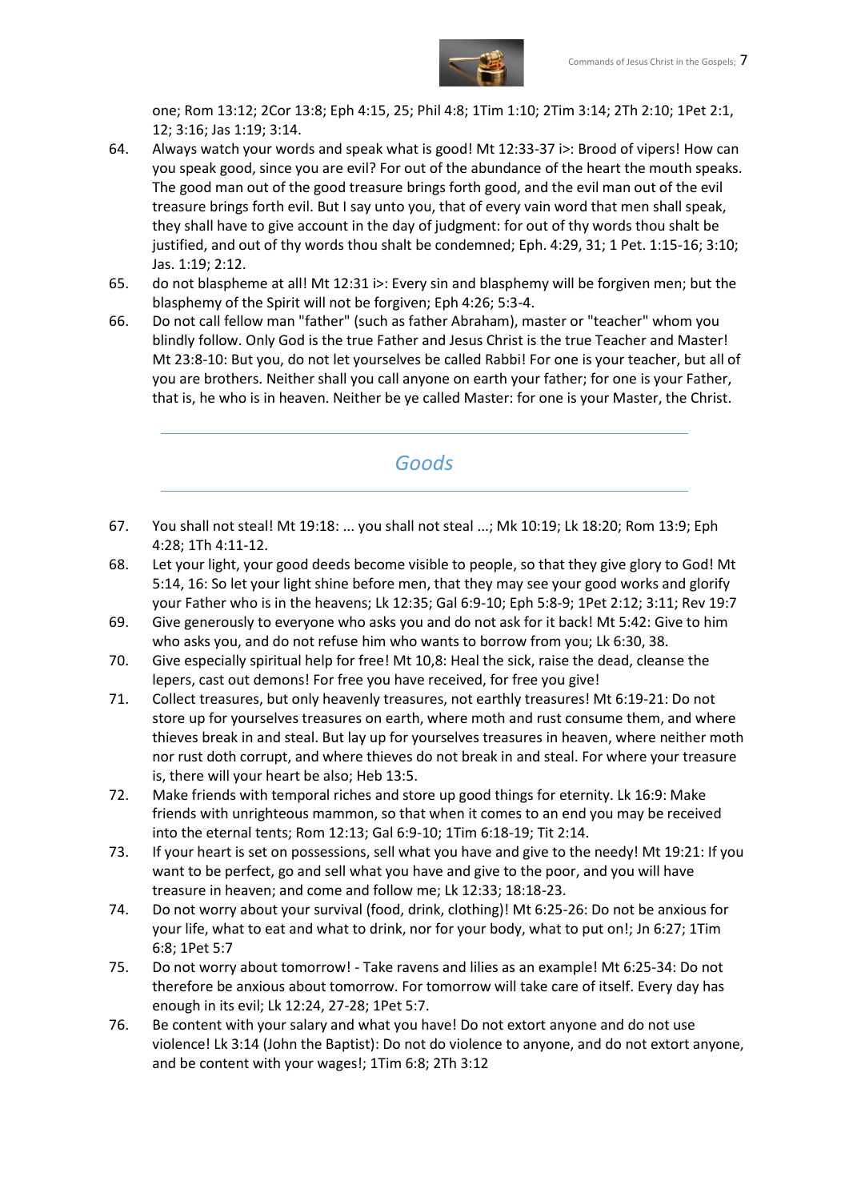one; Rom 13:12; 2Cor 13:8; Eph 4:15, 25; Phil 4:8; 1Tim 1:10; 2Tim 3:14; 2Th 2:10; 1Pet 2:1, 12; 3:16; Jas 1:19; 3:14.

64. Always watch your words and speak what is good! Mt 12:33-37 i>: Brood of vipers! How can you speak good, since you are evil? For out of the abundance of the heart the mouth speaks. The good man out of the good treasure brings forth good, and the evil man out of the evil treasure brings forth evil. But I say unto you, that of every vain word that men shall speak, they shall have to give account in the day of judgment: for out of thy words thou shalt be justified, and out of thy words thou shalt be condemned; Eph. 4:29, 31; 1 Pet. 1:15-16; 3:10; Jas. 1:19; 2:12.
65. do not blaspheme at all! Mt 12:31 i>: Every sin and blasphemy will be forgiven men; but the blasphemy of the Spirit will not be forgiven; Eph 4:26; 5:3-4.
66. Do not call fellow man "father" (such as father Abraham), master or "teacher" whom you blindly follow. Only God is the true Father and Jesus Christ is the true Teacher and Master! Mt 23:8-10: But you, do not let yourselves be called Rabbi! For one is your teacher, but all of you are brothers. Neither shall you call anyone on earth your father; for one is your Father, that is, he who is in heaven. Neither be ye called Master: for one is your Master, the Christ.

## *Goods*

67. You shall not steal! Mt 19:18: ... you shall not steal ...; Mk 10:19; Lk 18:20; Rom 13:9; Eph 4:28; 1Th 4:11-12.
68. Let your light, your good deeds become visible to people, so that they give glory to God! Mt 5:14, 16: So let your light shine before men, that they may see your good works and glorify your Father who is in the heavens; Lk 12:35; Gal 6:9-10; Eph 5:8-9; 1Pet 2:12; 3:11; Rev 19:7
69. Give generously to everyone who asks you and do not ask for it back! Mt 5:42: Give to him who asks you, and do not refuse him who wants to borrow from you; Lk 6:30, 38.
70. Give especially spiritual help for free! Mt 10,8: Heal the sick, raise the dead, cleanse the lepers, cast out demons! For free you have received, for free you give!
71. Collect treasures, but only heavenly treasures, not earthly treasures! Mt 6:19-21: Do not store up for yourselves treasures on earth, where moth and rust consume them, and where thieves break in and steal. But lay up for yourselves treasures in heaven, where neither moth nor rust doth corrupt, and where thieves do not break in and steal. For where your treasure is, there will your heart be also; Heb 13:5.
72. Make friends with temporal riches and store up good things for eternity. Lk 16:9: Make friends with unrighteous mammon, so that when it comes to an end you may be received into the eternal tents; Rom 12:13; Gal 6:9-10; 1Tim 6:18-19; Tit 2:14.
73. If your heart is set on possessions, sell what you have and give to the needy! Mt 19:21: If you want to be perfect, go and sell what you have and give to the poor, and you will have treasure in heaven; and come and follow me; Lk 12:33; 18:18-23.
74. Do not worry about your survival (food, drink, clothing)! Mt 6:25-26: Do not be anxious for your life, what to eat and what to drink, nor for your body, what to put on!; Jn 6:27; 1Tim 6:8; 1Pet 5:7
75. Do not worry about tomorrow! - Take ravens and lilies as an example! Mt 6:25-34: Do not therefore be anxious about tomorrow. For tomorrow will take care of itself. Every day has enough in its evil; Lk 12:24, 27-28; 1Pet 5:7.
76. Be content with your salary and what you have! Do not extort anyone and do not use violence! Lk 3:14 (John the Baptist): Do not do violence to anyone, and do not extort anyone, and be content with your wages!; 1Tim 6:8; 2Th 3:12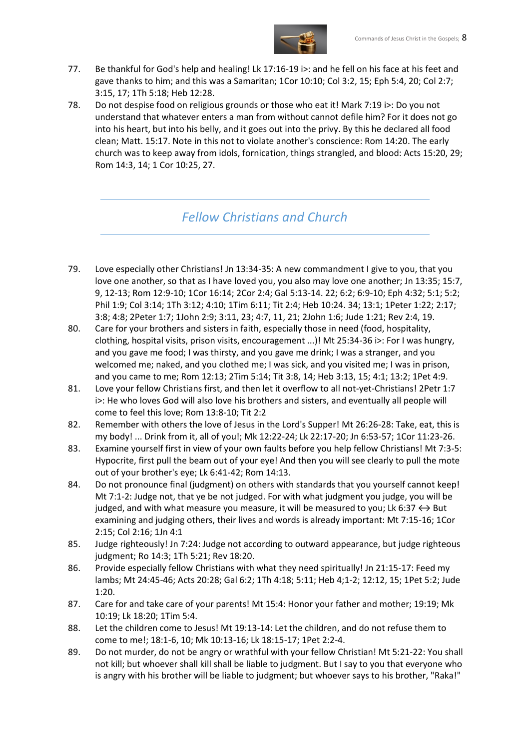77. Be thankful for God's help and healing! Lk 17:16-19 i>: and he fell on his face at his feet and gave thanks to him; and this was a Samaritan; 1Cor 10:10; Col 3:2, 15; Eph 5:4, 20; Col 2:7; 3:15, 17; 1Th 5:18; Heb 12:28.
78. Do not despise food on religious grounds or those who eat it! Mark 7:19 i>: Do you not understand that whatever enters a man from without cannot defile him? For it does not go into his heart, but into his belly, and it goes out into the privy. By this he declared all food clean; Matt. 15:17. Note in this not to violate another's conscience: Rom 14:20. The early church was to keep away from idols, fornication, things strangled, and blood: Acts 15:20, 29; Rom 14:3, 14; 1 Cor 10:25, 27.

## *Fellow Christians and Church*

79. Love especially other Christians! Jn 13:34-35: A new commandment I give to you, that you love one another, so that as I have loved you, you also may love one another; Jn 13:35; 15:7, 9, 12-13; Rom 12:9-10; 1Cor 16:14; 2Cor 2:4; Gal 5:13-14. 22; 6:2; 6:9-10; Eph 4:32; 5:1; 5:2; Phil 1:9; Col 3:14; 1Th 3:12; 4:10; 1Tim 6:11; Tit 2:4; Heb 10:24. 34; 13:1; 1Peter 1:22; 2:17; 3:8; 4:8; 2Peter 1:7; 1John 2:9; 3:11, 23; 4:7, 11, 21; 2John 1:6; Jude 1:21; Rev 2:4, 19.
80. Care for your brothers and sisters in faith, especially those in need (food, hospitality, clothing, hospital visits, prison visits, encouragement ...)! Mt 25:34-36 i>: For I was hungry, and you gave me food; I was thirsty, and you gave me drink; I was a stranger, and you welcomed me; naked, and you clothed me; I was sick, and you visited me; I was in prison, and you came to me; Rom 12:13; 2Tim 5:14; Tit 3:8, 14; Heb 3:13, 15; 4:1; 13:2; 1Pet 4:9.
81. Love your fellow Christians first, and then let it overflow to all not-yet-Christians! 2Petr 1:7 i>: He who loves God will also love his brothers and sisters, and eventually all people will come to feel this love; Rom 13:8-10; Tit 2:2
82. Remember with others the love of Jesus in the Lord's Supper! Mt 26:26-28: Take, eat, this is my body! ... Drink from it, all of you!; Mk 12:22-24; Lk 22:17-20; Jn 6:53-57; 1Cor 11:23-26.
83. Examine yourself first in view of your own faults before you help fellow Christians! Mt 7:3-5: Hypocrite, first pull the beam out of your eye! And then you will see clearly to pull the mote out of your brother's eye; Lk 6:41-42; Rom 14:13.
84. Do not pronounce final (judgment) on others with standards that you yourself cannot keep! Mt 7:1-2: Judge not, that ye be not judged. For with what judgment you judge, you will be judged, and with what measure you measure, it will be measured to you; Lk 6:37 ↔ But examining and judging others, their lives and words is already important: Mt 7:15-16; 1Cor 2:15; Col 2:16; 1Jn 4:1
85. Judge righteously! Jn 7:24: Judge not according to outward appearance, but judge righteous judgment; Ro 14:3; 1Th 5:21; Rev 18:20.
86. Provide especially fellow Christians with what they need spiritually! Jn 21:15-17: Feed my lambs; Mt 24:45-46; Acts 20:28; Gal 6:2; 1Th 4:18; 5:11; Heb 4;1-2; 12:12, 15; 1Pet 5:2; Jude 1:20.
87. Care for and take care of your parents! Mt 15:4: Honor your father and mother; 19:19; Mk 10:19; Lk 18:20; 1Tim 5:4.
88. Let the children come to Jesus! Mt 19:13-14: Let the children, and do not refuse them to come to me!; 18:1-6, 10; Mk 10:13-16; Lk 18:15-17; 1Pet 2:2-4.
89. Do not murder, do not be angry or wrathful with your fellow Christian! Mt 5:21-22: You shall not kill; but whoever shall kill shall be liable to judgment. But I say to you that everyone who is angry with his brother will be liable to judgment; but whoever says to his brother, "Raka!"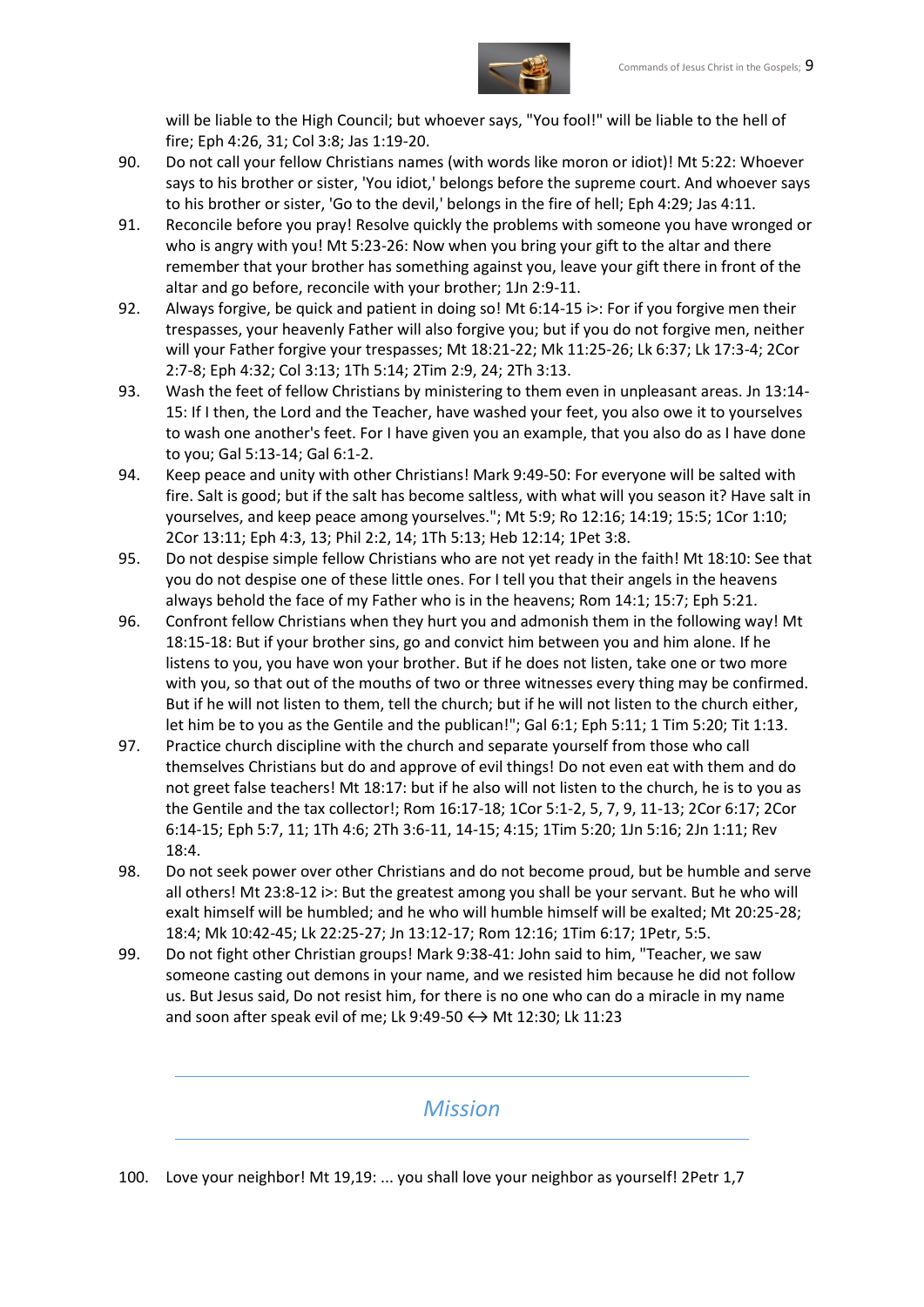will be liable to the High Council; but whoever says, "You fool!" will be liable to the hell of fire; Eph 4:26, 31; Col 3:8; Jas 1:19-20.

90. Do not call your fellow Christians names (with words like moron or idiot)! Mt 5:22: Whoever says to his brother or sister, 'You idiot,' belongs before the supreme court. And whoever says to his brother or sister, 'Go to the devil,' belongs in the fire of hell; Eph 4:29; Jas 4:11.
91. Reconcile before you pray! Resolve quickly the problems with someone you have wronged or who is angry with you! Mt 5:23-26: Now when you bring your gift to the altar and there remember that your brother has something against you, leave your gift there in front of the altar and go before, reconcile with your brother; 1Jn 2:9-11.
92. Always forgive, be quick and patient in doing so! Mt 6:14-15 i>: For if you forgive men their trespasses, your heavenly Father will also forgive you; but if you do not forgive men, neither will your Father forgive your trespasses; Mt 18:21-22; Mk 11:25-26; Lk 6:37; Lk 17:3-4; 2Cor 2:7-8; Eph 4:32; Col 3:13; 1Th 5:14; 2Tim 2:9, 24; 2Th 3:13.
93. Wash the feet of fellow Christians by ministering to them even in unpleasant areas. Jn 13:14-15: If I then, the Lord and the Teacher, have washed your feet, you also owe it to yourselves to wash one another's feet. For I have given you an example, that you also do as I have done to you; Gal 5:13-14; Gal 6:1-2.
94. Keep peace and unity with other Christians! Mark 9:49-50: For everyone will be salted with fire. Salt is good; but if the salt has become saltless, with what will you season it? Have salt in yourselves, and keep peace among yourselves."; Mt 5:9; Ro 12:16; 14:19; 15:5; 1Cor 1:10; 2Cor 13:11; Eph 4:3, 13; Phil 2:2, 14; 1Th 5:13; Heb 12:14; 1Pet 3:8.
95. Do not despise simple fellow Christians who are not yet ready in the faith! Mt 18:10: See that you do not despise one of these little ones. For I tell you that their angels in the heavens always behold the face of my Father who is in the heavens; Rom 14:1; 15:7; Eph 5:21.
96. Confront fellow Christians when they hurt you and admonish them in the following way! Mt 18:15-18: But if your brother sins, go and convict him between you and him alone. If he listens to you, you have won your brother. But if he does not listen, take one or two more with you, so that out of the mouths of two or three witnesses every thing may be confirmed. But if he will not listen to them, tell the church; but if he will not listen to the church either, let him be to you as the Gentile and the publican!"; Gal 6:1; Eph 5:11; 1 Tim 5:20; Tit 1:13.
97. Practice church discipline with the church and separate yourself from those who call themselves Christians but do and approve of evil things! Do not even eat with them and do not greet false teachers! Mt 18:17: but if he also will not listen to the church, he is to you as the Gentile and the tax collector!; Rom 16:17-18; 1Cor 5:1-2, 5, 7, 9, 11-13; 2Cor 6:17; 2Cor 6:14-15; Eph 5:7, 11; 1Th 4:6; 2Th 3:6-11, 14-15; 4:15; 1Tim 5:20; 1Jn 5:16; 2Jn 1:11; Rev 18:4.
98. Do not seek power over other Christians and do not become proud, but be humble and serve all others! Mt 23:8-12 i>: But the greatest among you shall be your servant. But he who will exalt himself will be humbled; and he who will humble himself will be exalted; Mt 20:25-28; 18:4; Mk 10:42-45; Lk 22:25-27; Jn 13:12-17; Rom 12:16; 1Tim 6:17; 1Petr, 5:5.
99. Do not fight other Christian groups! Mark 9:38-41: John said to him, "Teacher, we saw someone casting out demons in your name, and we resisted him because he did not follow us. But Jesus said, Do not resist him, for there is no one who can do a miracle in my name and soon after speak evil of me; Lk 9:49-50 ↔ Mt 12:30; Lk 11:23

## *Mission*

100. Love your neighbor! Mt 19,19: ... you shall love your neighbor as yourself! 2Petr 1,7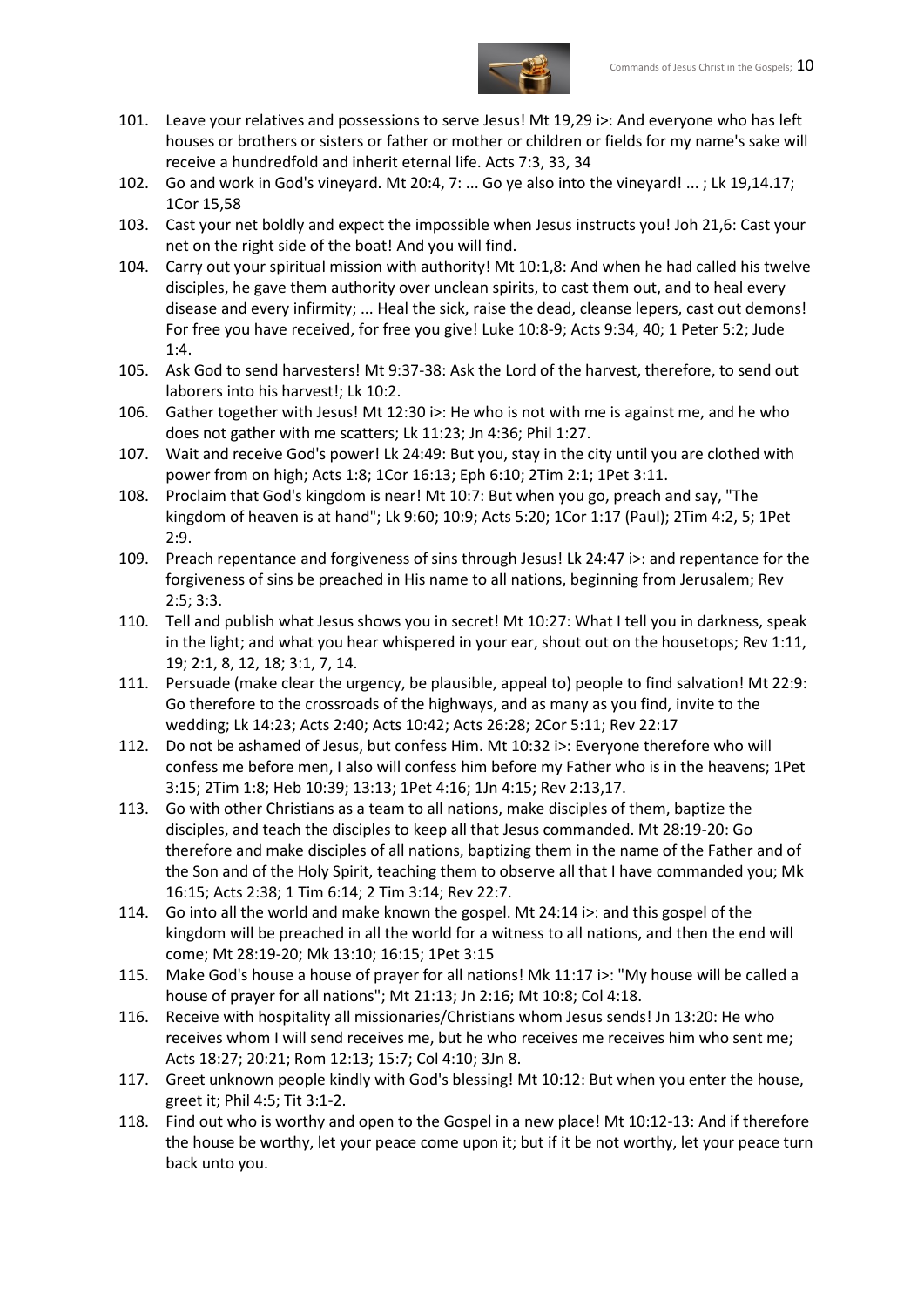101. Leave your relatives and possessions to serve Jesus! Mt 19,29 i>: And everyone who has left houses or brothers or sisters or father or mother or children or fields for my name's sake will receive a hundredfold and inherit eternal life. Acts 7:3, 33, 34
102. Go and work in God's vineyard. Mt 20:4, 7: ... Go ye also into the vineyard! ... ; Lk 19,14.17; 1Cor 15,58
103. Cast your net boldly and expect the impossible when Jesus instructs you! Joh 21,6: Cast your net on the right side of the boat! And you will find.
104. Carry out your spiritual mission with authority! Mt 10:1,8: And when he had called his twelve disciples, he gave them authority over unclean spirits, to cast them out, and to heal every disease and every infirmity; ... Heal the sick, raise the dead, cleanse lepers, cast out demons! For free you have received, for free you give! Luke 10:8-9; Acts 9:34, 40; 1 Peter 5:2; Jude 1:4.
105. Ask God to send harvesters! Mt 9:37-38: Ask the Lord of the harvest, therefore, to send out laborers into his harvest!; Lk 10:2.
106. Gather together with Jesus! Mt 12:30 i>: He who is not with me is against me, and he who does not gather with me scatters; Lk 11:23; Jn 4:36; Phil 1:27.
107. Wait and receive God's power! Lk 24:49: But you, stay in the city until you are clothed with power from on high; Acts 1:8; 1Cor 16:13; Eph 6:10; 2Tim 2:1; 1Pet 3:11.
108. Proclaim that God's kingdom is near! Mt 10:7: But when you go, preach and say, "The kingdom of heaven is at hand"; Lk 9:60; 10:9; Acts 5:20; 1Cor 1:17 (Paul); 2Tim 4:2, 5; 1Pet 2:9.
109. Preach repentance and forgiveness of sins through Jesus! Lk 24:47 i>: and repentance for the forgiveness of sins be preached in His name to all nations, beginning from Jerusalem; Rev 2:5; 3:3.
110. Tell and publish what Jesus shows you in secret! Mt 10:27: What I tell you in darkness, speak in the light; and what you hear whispered in your ear, shout out on the housetops; Rev 1:11, 19; 2:1, 8, 12, 18; 3:1, 7, 14.
111. Persuade (make clear the urgency, be plausible, appeal to) people to find salvation! Mt 22:9: Go therefore to the crossroads of the highways, and as many as you find, invite to the wedding; Lk 14:23; Acts 2:40; Acts 10:42; Acts 26:28; 2Cor 5:11; Rev 22:17
112. Do not be ashamed of Jesus, but confess Him. Mt 10:32 i>: Everyone therefore who will confess me before men, I also will confess him before my Father who is in the heavens; 1Pet 3:15; 2Tim 1:8; Heb 10:39; 13:13; 1Pet 4:16; 1Jn 4:15; Rev 2:13,17.
113. Go with other Christians as a team to all nations, make disciples of them, baptize the disciples, and teach the disciples to keep all that Jesus commanded. Mt 28:19-20: Go therefore and make disciples of all nations, baptizing them in the name of the Father and of the Son and of the Holy Spirit, teaching them to observe all that I have commanded you; Mk 16:15; Acts 2:38; 1 Tim 6:14; 2 Tim 3:14; Rev 22:7.
114. Go into all the world and make known the gospel. Mt 24:14 i>: and this gospel of the kingdom will be preached in all the world for a witness to all nations, and then the end will come; Mt 28:19-20; Mk 13:10; 16:15; 1Pet 3:15
115. Make God's house a house of prayer for all nations! Mk 11:17 i>: "My house will be called a house of prayer for all nations"; Mt 21:13; Jn 2:16; Mt 10:8; Col 4:18.
116. Receive with hospitality all missionaries/Christians whom Jesus sends! Jn 13:20: He who receives whom I will send receives me, but he who receives me receives him who sent me; Acts 18:27; 20:21; Rom 12:13; 15:7; Col 4:10; 3Jn 8.
117. Greet unknown people kindly with God's blessing! Mt 10:12: But when you enter the house, greet it; Phil 4:5; Tit 3:1-2.
118. Find out who is worthy and open to the Gospel in a new place! Mt 10:12-13: And if therefore the house be worthy, let your peace come upon it; but if it be not worthy, let your peace turn back unto you.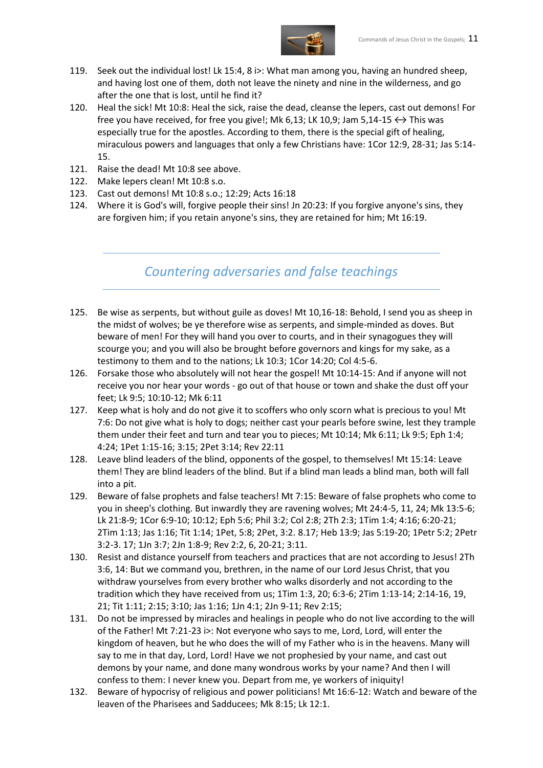119. Seek out the individual lost! Lk 15:4, 8 i>: What man among you, having an hundred sheep, and having lost one of them, doth not leave the ninety and nine in the wilderness, and go after the one that is lost, until he find it?
120. Heal the sick! Mt 10:8: Heal the sick, raise the dead, cleanse the lepers, cast out demons! For free you have received, for free you give!; Mk 6,13; LK 10,9; Jam 5,14-15 ↔ This was especially true for the apostles. According to them, there is the special gift of healing, miraculous powers and languages that only a few Christians have: 1Cor 12:9, 28-31; Jas 5:14-15.
121. Raise the dead! Mt 10:8 see above.
122. Make lepers clean! Mt 10:8 s.o.
123. Cast out demons! Mt 10:8 s.o.; 12:29; Acts 16:18
124. Where it is God's will, forgive people their sins! Jn 20:23: If you forgive anyone's sins, they are forgiven him; if you retain anyone's sins, they are retained for him; Mt 16:19.

## *Countering adversaries and false teachings*

125. Be wise as serpents, but without guile as doves! Mt 10,16-18: Behold, I send you as sheep in the midst of wolves; be ye therefore wise as serpents, and simple-minded as doves. But beware of men! For they will hand you over to courts, and in their synagogues they will scourge you; and you will also be brought before governors and kings for my sake, as a testimony to them and to the nations; Lk 10:3; 1Cor 14:20; Col 4:5-6.
126. Forsake those who absolutely will not hear the gospel! Mt 10:14-15: And if anyone will not receive you nor hear your words - go out of that house or town and shake the dust off your feet; Lk 9:5; 10:10-12; Mk 6:11
127. Keep what is holy and do not give it to scoffers who only scorn what is precious to you! Mt 7:6: Do not give what is holy to dogs; neither cast your pearls before swine, lest they trample them under their feet and turn and tear you to pieces; Mt 10:14; Mk 6:11; Lk 9:5; Eph 1:4; 4:24; 1Pet 1:15-16; 3:15; 2Pet 3:14; Rev 22:11
128. Leave blind leaders of the blind, opponents of the gospel, to themselves! Mt 15:14: Leave them! They are blind leaders of the blind. But if a blind man leads a blind man, both will fall into a pit.
129. Beware of false prophets and false teachers! Mt 7:15: Beware of false prophets who come to you in sheep's clothing. But inwardly they are ravening wolves; Mt 24:4-5, 11, 24; Mk 13:5-6; Lk 21:8-9; 1Cor 6:9-10; 10:12; Eph 5:6; Phil 3:2; Col 2:8; 2Th 2:3; 1Tim 1:4; 4:16; 6:20-21; 2Tim 1:13; Jas 1:16; Tit 1:14; 1Pet, 5:8; 2Pet, 3:2. 8.17; Heb 13:9; Jas 5:19-20; 1Petr 5:2; 2Petr 3:2-3. 17; 1Jn 3:7; 2Jn 1:8-9; Rev 2:2, 6, 20-21; 3:11.
130. Resist and distance yourself from teachers and practices that are not according to Jesus! 2Th 3:6, 14: But we command you, brethren, in the name of our Lord Jesus Christ, that you withdraw yourselves from every brother who walks disorderly and not according to the tradition which they have received from us; 1Tim 1:3, 20; 6:3-6; 2Tim 1:13-14; 2:14-16, 19, 21; Tit 1:11; 2:15; 3:10; Jas 1:16; 1Jn 4:1; 2Jn 9-11; Rev 2:15;
131. Do not be impressed by miracles and healings in people who do not live according to the will of the Father! Mt 7:21-23 i>: Not everyone who says to me, Lord, Lord, will enter the kingdom of heaven, but he who does the will of my Father who is in the heavens. Many will say to me in that day, Lord, Lord! Have we not prophesied by your name, and cast out demons by your name, and done many wondrous works by your name? And then I will confess to them: I never knew you. Depart from me, ye workers of iniquity!
132. Beware of hypocrisy of religious and power politicians! Mt 16:6-12: Watch and beware of the leaven of the Pharisees and Sadducees; Mk 8:15; Lk 12:1.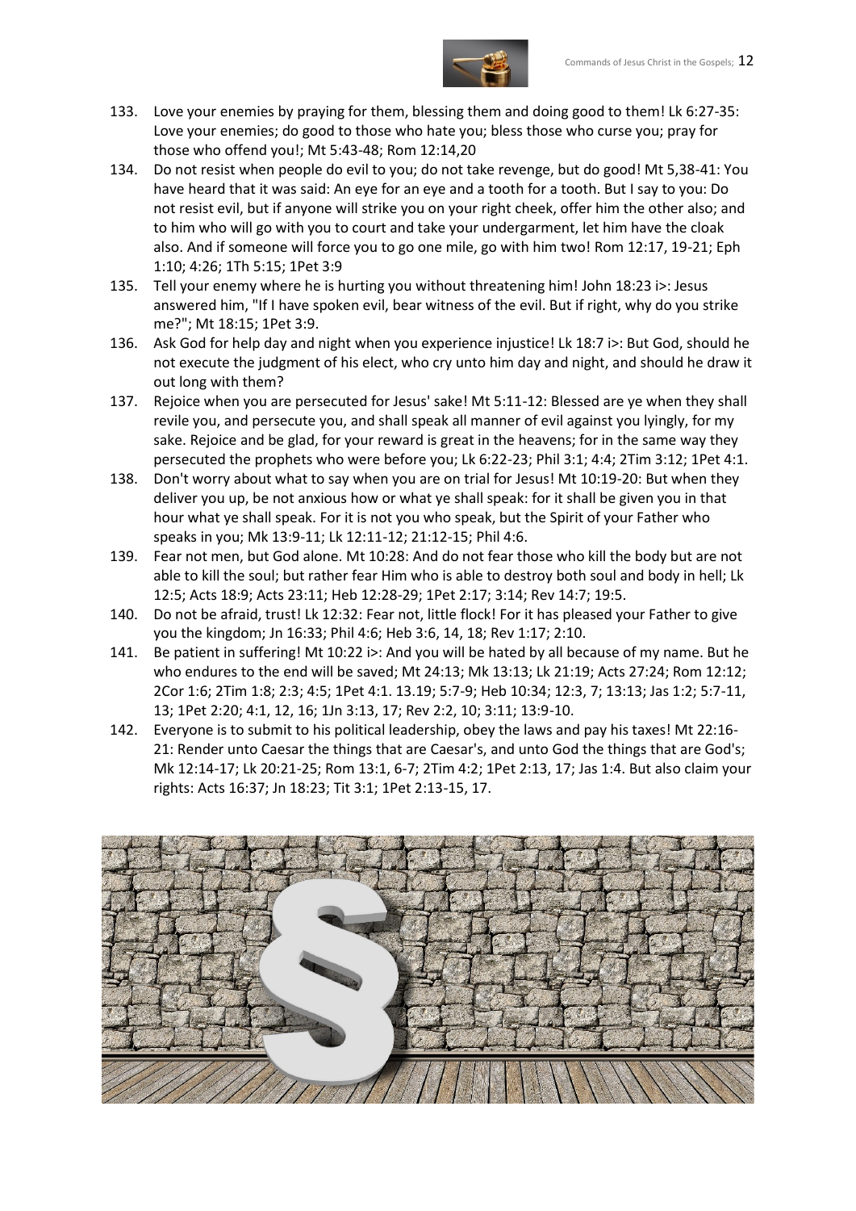133. Love your enemies by praying for them, blessing them and doing good to them! Lk 6:27-35: Love your enemies; do good to those who hate you; bless those who curse you; pray for those who offend you!; Mt 5:43-48; Rom 12:14,20
134. Do not resist when people do evil to you; do not take revenge, but do good! Mt 5,38-41: You have heard that it was said: An eye for an eye and a tooth for a tooth. But I say to you: Do not resist evil, but if anyone will strike you on your right cheek, offer him the other also; and to him who will go with you to court and take your undergarment, let him have the cloak also. And if someone will force you to go one mile, go with him two! Rom 12:17, 19-21; Eph 1:10; 4:26; 1Th 5:15; 1Pet 3:9
135. Tell your enemy where he is hurting you without threatening him! John 18:23 i>: Jesus answered him, "If I have spoken evil, bear witness of the evil. But if right, why do you strike me?"; Mt 18:15; 1Pet 3:9.
136. Ask God for help day and night when you experience injustice! Lk 18:7 i>: But God, should he not execute the judgment of his elect, who cry unto him day and night, and should he draw it out long with them?
137. Rejoice when you are persecuted for Jesus' sake! Mt 5:11-12: Blessed are ye when they shall revile you, and persecute you, and shall speak all manner of evil against you lyingly, for my sake. Rejoice and be glad, for your reward is great in the heavens; for in the same way they persecuted the prophets who were before you; Lk 6:22-23; Phil 3:1; 4:4; 2Tim 3:12; 1Pet 4:1.
138. Don't worry about what to say when you are on trial for Jesus! Mt 10:19-20: But when they deliver you up, be not anxious how or what ye shall speak: for it shall be given you in that hour what ye shall speak. For it is not you who speak, but the Spirit of your Father who speaks in you; Mk 13:9-11; Lk 12:11-12; 21:12-15; Phil 4:6.
139. Fear not men, but God alone. Mt 10:28: And do not fear those who kill the body but are not able to kill the soul; but rather fear Him who is able to destroy both soul and body in hell; Lk 12:5; Acts 18:9; Acts 23:11; Heb 12:28-29; 1Pet 2:17; 3:14; Rev 14:7; 19:5.
140. Do not be afraid, trust! Lk 12:32: Fear not, little flock! For it has pleased your Father to give you the kingdom; Jn 16:33; Phil 4:6; Heb 3:6, 14, 18; Rev 1:17; 2:10.
141. Be patient in suffering! Mt 10:22 i>: And you will be hated by all because of my name. But he who endures to the end will be saved; Mt 24:13; Mk 13:13; Lk 21:19; Acts 27:24; Rom 12:12; 2Cor 1:6; 2Tim 1:8; 2:3; 4:5; 1Pet 4:1. 13.19; 5:7-9; Heb 10:34; 12:3, 7; 13:13; Jas 1:2; 5:7-11, 13; 1Pet 2:20; 4:1, 12, 16; 1Jn 3:13, 17; Rev 2:2, 10; 3:11; 13:9-10.
142. Everyone is to submit to his political leadership, obey the laws and pay his taxes! Mt 22:16-21: Render unto Caesar the things that are Caesar's, and unto God the things that are God's; Mk 12:14-17; Lk 20:21-25; Rom 13:1, 6-7; 2Tim 4:2; 1Pet 2:13, 17; Jas 1:4. But also claim your rights: Acts 16:37; Jn 18:23; Tit 3:1; 1Pet 2:13-15, 17.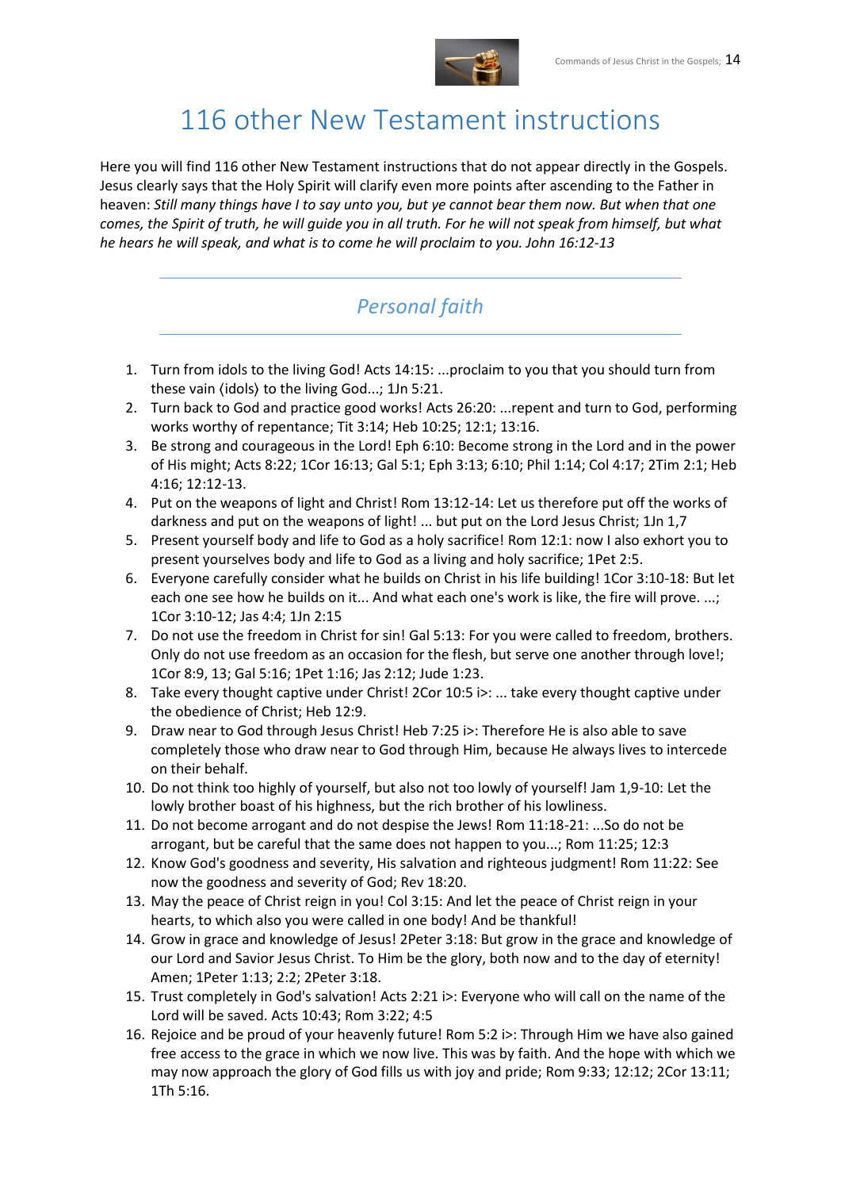# 116 other New Testament instructions

Here you will find 116 other New Testament instructions that do not appear directly in the Gospels. Jesus clearly says that the Holy Spirit will clarify even more points after ascending to the Father in heaven: *Still many things have I to say unto you, but ye cannot bear them now. But when that one comes, the Spirit of truth, he will guide you in all truth. For he will not speak from himself, but what he hears he will speak, and what is to come he will proclaim to you. John 16:12-13*

## *Personal faith*

1. Turn from idols to the living God! Acts 14:15: ...proclaim to you that you should turn from these vain ⟨idols⟩ to the living God...; 1Jn 5:21.
2. Turn back to God and practice good works! Acts 26:20: ...repent and turn to God, performing works worthy of repentance; Tit 3:14; Heb 10:25; 12:1; 13:16.
3. Be strong and courageous in the Lord! Eph 6:10: Become strong in the Lord and in the power of His might; Acts 8:22; 1Cor 16:13; Gal 5:1; Eph 3:13; 6:10; Phil 1:14; Col 4:17; 2Tim 2:1; Heb 4:16; 12:12-13.
4. Put on the weapons of light and Christ! Rom 13:12-14: Let us therefore put off the works of darkness and put on the weapons of light! ... but put on the Lord Jesus Christ; 1Jn 1,7
5. Present yourself body and life to God as a holy sacrifice! Rom 12:1: now I also exhort you to present yourselves body and life to God as a living and holy sacrifice; 1Pet 2:5.
6. Everyone carefully consider what he builds on Christ in his life building! 1Cor 3:10-18: But let each one see how he builds on it... And what each one's work is like, the fire will prove. ...; 1Cor 3:10-12; Jas 4:4; 1Jn 2:15
7. Do not use the freedom in Christ for sin! Gal 5:13: For you were called to freedom, brothers. Only do not use freedom as an occasion for the flesh, but serve one another through love!; 1Cor 8:9, 13; Gal 5:16; 1Pet 1:16; Jas 2:12; Jude 1:23.
8. Take every thought captive under Christ! 2Cor 10:5 i>: ... take every thought captive under the obedience of Christ; Heb 12:9.
9. Draw near to God through Jesus Christ! Heb 7:25 i>: Therefore He is also able to save completely those who draw near to God through Him, because He always lives to intercede on their behalf.
10. Do not think too highly of yourself, but also not too lowly of yourself! Jam 1,9-10: Let the lowly brother boast of his highness, but the rich brother of his lowliness.
11. Do not become arrogant and do not despise the Jews! Rom 11:18-21: ...So do not be arrogant, but be careful that the same does not happen to you...; Rom 11:25; 12:3
12. Know God's goodness and severity, His salvation and righteous judgment! Rom 11:22: See now the goodness and severity of God; Rev 18:20.
13. May the peace of Christ reign in you! Col 3:15: And let the peace of Christ reign in your hearts, to which also you were called in one body! And be thankful!
14. Grow in grace and knowledge of Jesus! 2Peter 3:18: But grow in the grace and knowledge of our Lord and Savior Jesus Christ. To Him be the glory, both now and to the day of eternity! Amen; 1Peter 1:13; 2:2; 2Peter 3:18.
15. Trust completely in God's salvation! Acts 2:21 i>: Everyone who will call on the name of the Lord will be saved. Acts 10:43; Rom 3:22; 4:5
16. Rejoice and be proud of your heavenly future! Rom 5:2 i>: Through Him we have also gained free access to the grace in which we now live. This was by faith. And the hope with which we may now approach the glory of God fills us with joy and pride; Rom 9:33; 12:12; 2Cor 13:11; 1Th 5:16.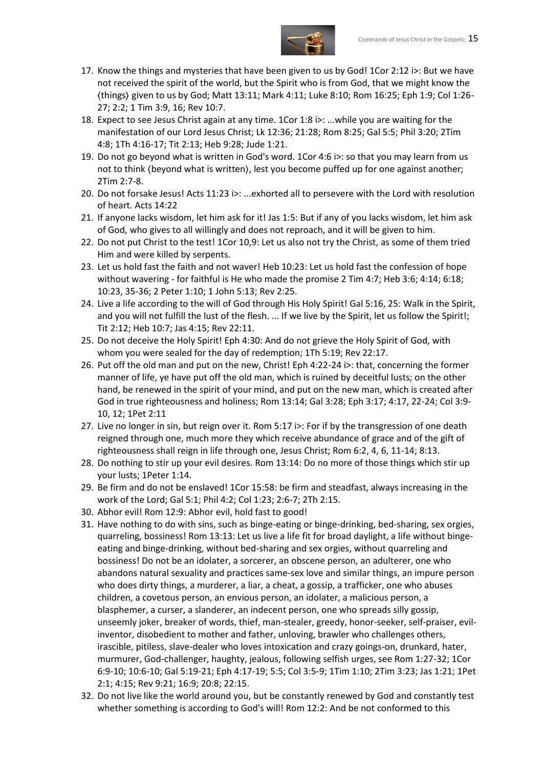17. Know the things and mysteries that have been given to us by God! 1Cor 2:12 i>: But we have not received the spirit of the world, but the Spirit who is from God, that we might know the ⟨things⟩ given to us by God; Matt 13:11; Mark 4:11; Luke 8:10; Rom 16:25; Eph 1:9; Col 1:26-27; 2:2; 1 Tim 3:9, 16; Rev 10:7.
18. Expect to see Jesus Christ again at any time. 1Cor 1:8 i>: ...while you are waiting for the manifestation of our Lord Jesus Christ; Lk 12:36; 21:28; Rom 8:25; Gal 5:5; Phil 3:20; 2Tim 4:8; 1Th 4:16-17; Tit 2:13; Heb 9:28; Jude 1:21.
19. Do not go beyond what is written in God's word. 1Cor 4:6 i>: so that you may learn from us not to think ⟨beyond what is written⟩, lest you become puffed up for one against another; 2Tim 2:7-8.
20. Do not forsake Jesus! Acts 11:23 i>: ...exhorted all to persevere with the Lord with resolution of heart. Acts 14:22
21. If anyone lacks wisdom, let him ask for it! Jas 1:5: But if any of you lacks wisdom, let him ask of God, who gives to all willingly and does not reproach, and it will be given to him.
22. Do not put Christ to the test! 1Cor 10,9: Let us also not try the Christ, as some of them tried Him and were killed by serpents.
23. Let us hold fast the faith and not waver! Heb 10:23: Let us hold fast the confession of hope without wavering - for faithful is He who made the promise 2 Tim 4:7; Heb 3:6; 4:14; 6:18; 10:23, 35-36; 2 Peter 1:10; 1 John 5:13; Rev 2:25.
24. Live a life according to the will of God through His Holy Spirit! Gal 5:16, 25: Walk in the Spirit, and you will not fulfill the lust of the flesh. ... If we live by the Spirit, let us follow the Spirit!; Tit 2:12; Heb 10:7; Jas 4:15; Rev 22:11.
25. Do not deceive the Holy Spirit! Eph 4:30: And do not grieve the Holy Spirit of God, with whom you were sealed for the day of redemption; 1Th 5:19; Rev 22:17.
26. Put off the old man and put on the new, Christ! Eph 4:22-24 i>: that, concerning the former manner of life, ye have put off the old man, which is ruined by deceitful lusts; on the other hand, be renewed in the spirit of your mind, and put on the new man, which is created after God in true righteousness and holiness; Rom 13:14; Gal 3:28; Eph 3:17; 4:17, 22-24; Col 3:9-10, 12; 1Pet 2:11
27. Live no longer in sin, but reign over it. Rom 5:17 i>: For if by the transgression of one death reigned through one, much more they which receive abundance of grace and of the gift of righteousness shall reign in life through one, Jesus Christ; Rom 6:2, 4, 6, 11-14; 8:13.
28. Do nothing to stir up your evil desires. Rom 13:14: Do no more of those things which stir up your lusts; 1Peter 1:14.
29. Be firm and do not be enslaved! 1Cor 15:58: be firm and steadfast, always increasing in the work of the Lord; Gal 5:1; Phil 4:2; Col 1:23; 2:6-7; 2Th 2:15.
30. Abhor evil! Rom 12:9: Abhor evil, hold fast to good!
31. Have nothing to do with sins, such as binge-eating or binge-drinking, bed-sharing, sex orgies, quarreling, bossiness! Rom 13:13: Let us live a life fit for broad daylight, a life without binge-eating and binge-drinking, without bed-sharing and sex orgies, without quarreling and bossiness! Do not be an idolater, a sorcerer, an obscene person, an adulterer, one who abandons natural sexuality and practices same-sex love and similar things, an impure person who does dirty things, a murderer, a liar, a cheat, a gossip, a trafficker, one who abuses children, a covetous person, an envious person, an idolater, a malicious person, a blasphemer, a curser, a slanderer, an indecent person, one who spreads silly gossip, unseemly joker, breaker of words, thief, man-stealer, greedy, honor-seeker, self-praiser, evil-inventor, disobedient to mother and father, unloving, brawler who challenges others, irascible, pitiless, slave-dealer who loves intoxication and crazy goings-on, drunkard, hater, murmurer, God-challenger, haughty, jealous, following selfish urges, see Rom 1:27-32; 1Cor 6:9-10; 10:6-10; Gal 5:19-21; Eph 4:17-19; 5:5; Col 3:5-9; 1Tim 1:10; 2Tim 3:23; Jas 1:21; 1Pet 2:1; 4:15; Rev 9:21; 16:9; 20:8; 22:15.
32. Do not live like the world around you, but be constantly renewed by God and constantly test whether something is according to God's will! Rom 12:2: And be not conformed to this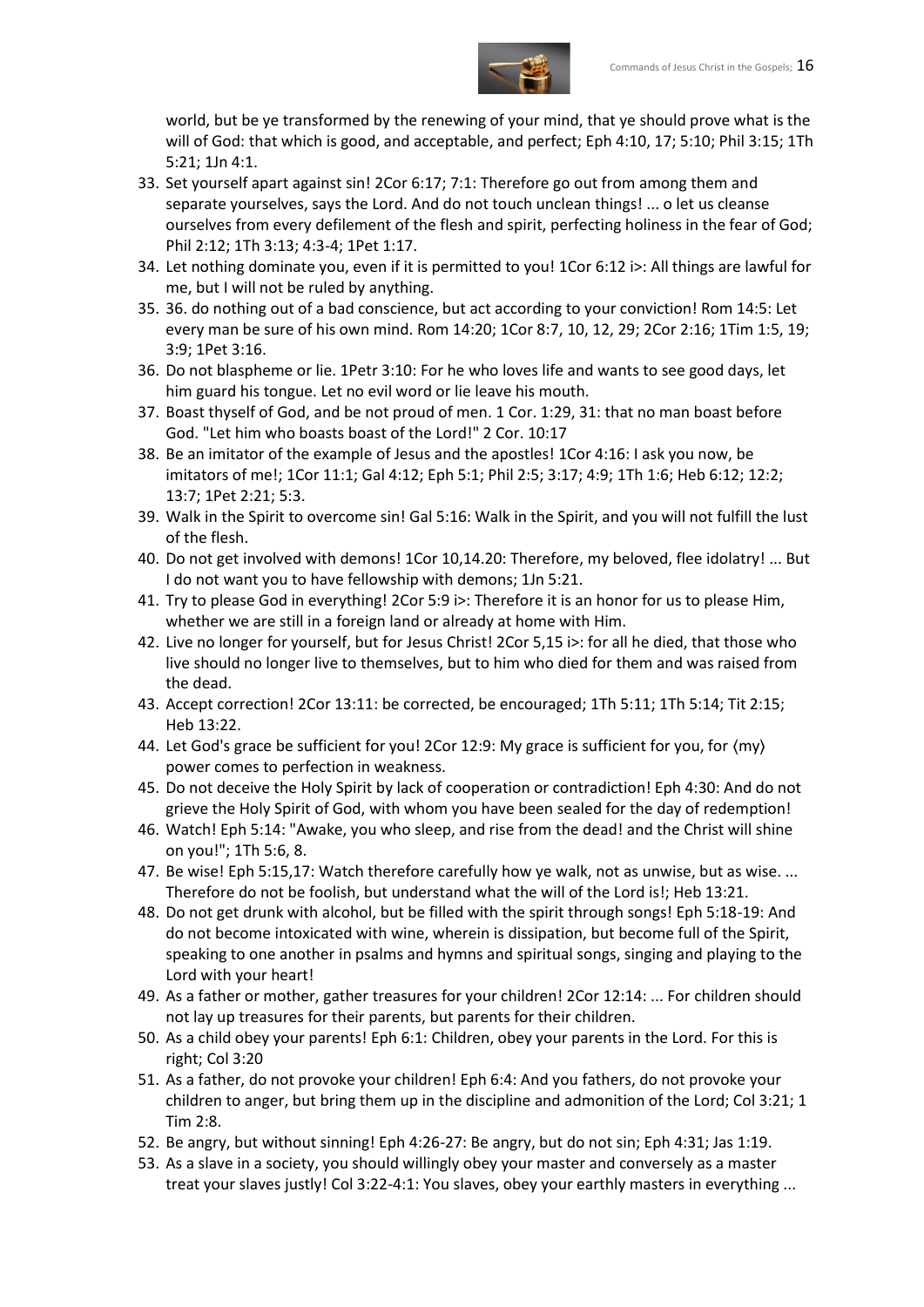world, but be ye transformed by the renewing of your mind, that ye should prove what is the will of God: that which is good, and acceptable, and perfect; Eph 4:10, 17; 5:10; Phil 3:15; 1Th 5:21; 1Jn 4:1.

33. Set yourself apart against sin! 2Cor 6:17; 7:1: Therefore go out from among them and separate yourselves, says the Lord. And do not touch unclean things! ... o let us cleanse ourselves from every defilement of the flesh and spirit, perfecting holiness in the fear of God; Phil 2:12; 1Th 3:13; 4:3-4; 1Pet 1:17.
34. Let nothing dominate you, even if it is permitted to you! 1Cor 6:12 i>: All things are lawful for me, but I will not be ruled by anything.
35. 36. do nothing out of a bad conscience, but act according to your conviction! Rom 14:5: Let every man be sure of his own mind. Rom 14:20; 1Cor 8:7, 10, 12, 29; 2Cor 2:16; 1Tim 1:5, 19; 3:9; 1Pet 3:16.
36. Do not blaspheme or lie. 1Petr 3:10: For he who loves life and wants to see good days, let him guard his tongue. Let no evil word or lie leave his mouth.
37. Boast thyself of God, and be not proud of men. 1 Cor. 1:29, 31: that no man boast before God. "Let him who boasts boast of the Lord!" 2 Cor. 10:17
38. Be an imitator of the example of Jesus and the apostles! 1Cor 4:16: I ask you now, be imitators of me!; 1Cor 11:1; Gal 4:12; Eph 5:1; Phil 2:5; 3:17; 4:9; 1Th 1:6; Heb 6:12; 12:2; 13:7; 1Pet 2:21; 5:3.
39. Walk in the Spirit to overcome sin! Gal 5:16: Walk in the Spirit, and you will not fulfill the lust of the flesh.
40. Do not get involved with demons! 1Cor 10,14.20: Therefore, my beloved, flee idolatry! ... But I do not want you to have fellowship with demons; 1Jn 5:21.
41. Try to please God in everything! 2Cor 5:9 i>: Therefore it is an honor for us to please Him, whether we are still in a foreign land or already at home with Him.
42. Live no longer for yourself, but for Jesus Christ! 2Cor 5,15 i>: for all he died, that those who live should no longer live to themselves, but to him who died for them and was raised from the dead.
43. Accept correction! 2Cor 13:11: be corrected, be encouraged; 1Th 5:11; 1Th 5:14; Tit 2:15; Heb 13:22.
44. Let God's grace be sufficient for you! 2Cor 12:9: My grace is sufficient for you, for ⟨my⟩ power comes to perfection in weakness.
45. Do not deceive the Holy Spirit by lack of cooperation or contradiction! Eph 4:30: And do not grieve the Holy Spirit of God, with whom you have been sealed for the day of redemption!
46. Watch! Eph 5:14: "Awake, you who sleep, and rise from the dead! and the Christ will shine on you!"; 1Th 5:6, 8.
47. Be wise! Eph 5:15,17: Watch therefore carefully how ye walk, not as unwise, but as wise. ... Therefore do not be foolish, but understand what the will of the Lord is!; Heb 13:21.
48. Do not get drunk with alcohol, but be filled with the spirit through songs! Eph 5:18-19: And do not become intoxicated with wine, wherein is dissipation, but become full of the Spirit, speaking to one another in psalms and hymns and spiritual songs, singing and playing to the Lord with your heart!
49. As a father or mother, gather treasures for your children! 2Cor 12:14: ... For children should not lay up treasures for their parents, but parents for their children.
50. As a child obey your parents! Eph 6:1: Children, obey your parents in the Lord. For this is right; Col 3:20
51. As a father, do not provoke your children! Eph 6:4: And you fathers, do not provoke your children to anger, but bring them up in the discipline and admonition of the Lord; Col 3:21; 1 Tim 2:8.
52. Be angry, but without sinning! Eph 4:26-27: Be angry, but do not sin; Eph 4:31; Jas 1:19.
53. As a slave in a society, you should willingly obey your master and conversely as a master treat your slaves justly! Col 3:22-4:1: You slaves, obey your earthly masters in everything ...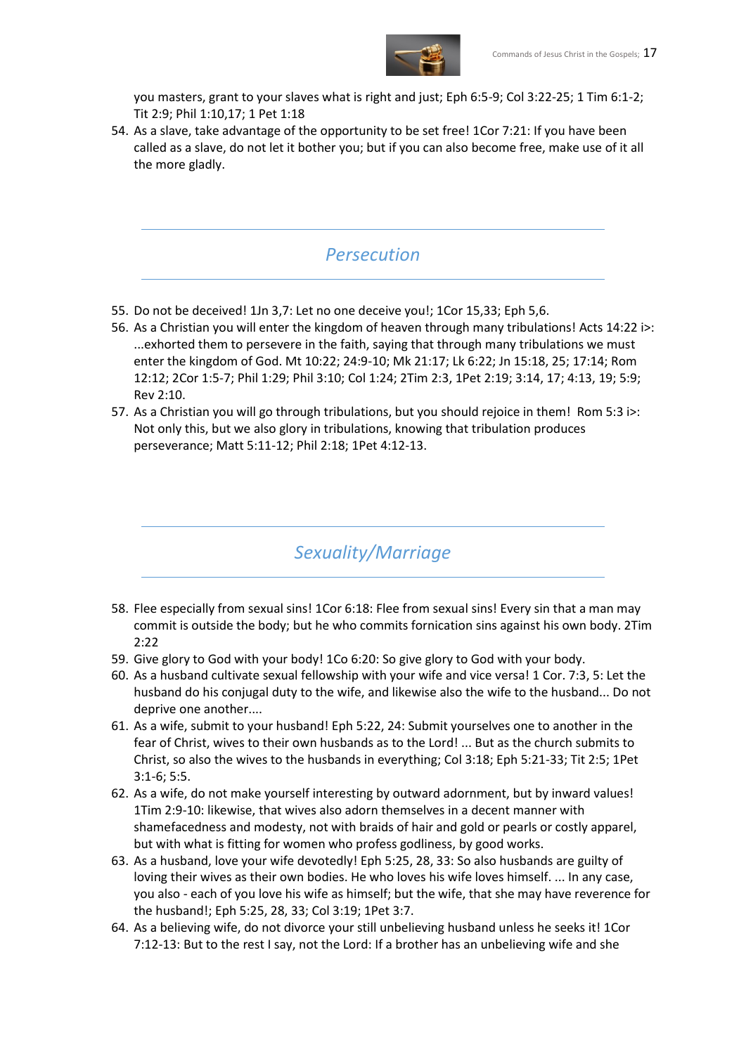you masters, grant to your slaves what is right and just; Eph 6:5-9; Col 3:22-25; 1 Tim 6:1-2; Tit 2:9; Phil 1:10,17; 1 Pet 1:18

54. As a slave, take advantage of the opportunity to be set free! 1Cor 7:21: If you have been called as a slave, do not let it bother you; but if you can also become free, make use of it all the more gladly.

## *Persecution*

55. Do not be deceived! 1Jn 3,7: Let no one deceive you!; 1Cor 15,33; Eph 5,6.
56. As a Christian you will enter the kingdom of heaven through many tribulations! Acts 14:22 i>: ...exhorted them to persevere in the faith, saying that through many tribulations we must enter the kingdom of God. Mt 10:22; 24:9-10; Mk 21:17; Lk 6:22; Jn 15:18, 25; 17:14; Rom 12:12; 2Cor 1:5-7; Phil 1:29; Phil 3:10; Col 1:24; 2Tim 2:3, 1Pet 2:19; 3:14, 17; 4:13, 19; 5:9; Rev 2:10.
57. As a Christian you will go through tribulations, but you should rejoice in them! Rom 5:3 i>: Not only this, but we also glory in tribulations, knowing that tribulation produces perseverance; Matt 5:11-12; Phil 2:18; 1Pet 4:12-13.

## *Sexuality/Marriage*

58. Flee especially from sexual sins! 1Cor 6:18: Flee from sexual sins! Every sin that a man may commit is outside the body; but he who commits fornication sins against his own body. 2Tim 2:22
59. Give glory to God with your body! 1Co 6:20: So give glory to God with your body.
60. As a husband cultivate sexual fellowship with your wife and vice versa! 1 Cor. 7:3, 5: Let the husband do his conjugal duty to the wife, and likewise also the wife to the husband... Do not deprive one another....
61. As a wife, submit to your husband! Eph 5:22, 24: Submit yourselves one to another in the fear of Christ, wives to their own husbands as to the Lord! ... But as the church submits to Christ, so also the wives to the husbands in everything; Col 3:18; Eph 5:21-33; Tit 2:5; 1Pet 3:1-6; 5:5.
62. As a wife, do not make yourself interesting by outward adornment, but by inward values! 1Tim 2:9-10: likewise, that wives also adorn themselves in a decent manner with shamefacedness and modesty, not with braids of hair and gold or pearls or costly apparel, but with what is fitting for women who profess godliness, by good works.
63. As a husband, love your wife devotedly! Eph 5:25, 28, 33: So also husbands are guilty of loving their wives as their own bodies. He who loves his wife loves himself. ... In any case, you also - each of you love his wife as himself; but the wife, that she may have reverence for the husband!; Eph 5:25, 28, 33; Col 3:19; 1Pet 3:7.
64. As a believing wife, do not divorce your still unbelieving husband unless he seeks it! 1Cor 7:12-13: But to the rest I say, not the Lord: If a brother has an unbelieving wife and she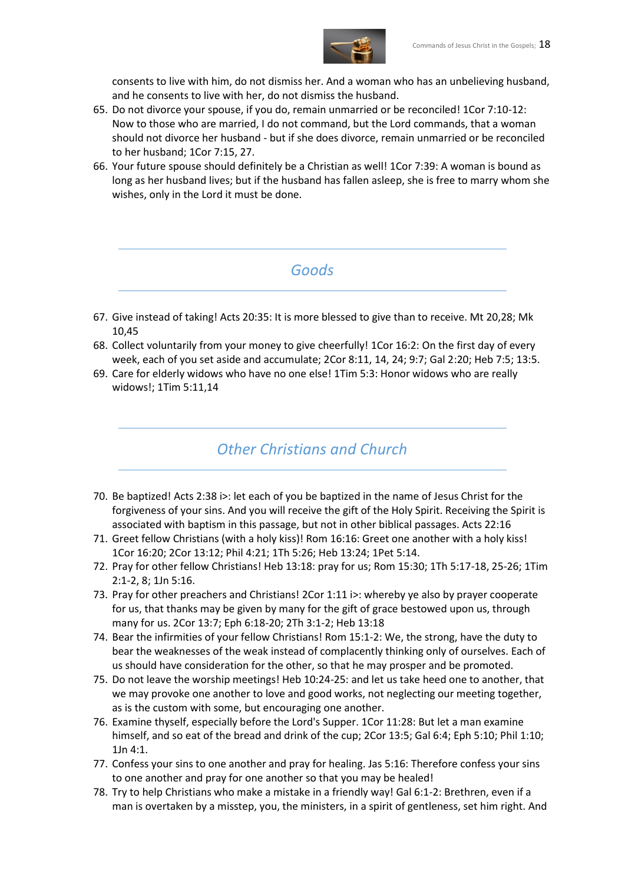consents to live with him, do not dismiss her. And a woman who has an unbelieving husband, and he consents to live with her, do not dismiss the husband.

65. Do not divorce your spouse, if you do, remain unmarried or be reconciled! 1Cor 7:10-12: Now to those who are married, I do not command, but the Lord commands, that a woman should not divorce her husband - but if she does divorce, remain unmarried or be reconciled to her husband; 1Cor 7:15, 27.
66. Your future spouse should definitely be a Christian as well! 1Cor 7:39: A woman is bound as long as her husband lives; but if the husband has fallen asleep, she is free to marry whom she wishes, only in the Lord it must be done.

## *Goods*

67. Give instead of taking! Acts 20:35: It is more blessed to give than to receive. Mt 20,28; Mk 10,45
68. Collect voluntarily from your money to give cheerfully! 1Cor 16:2: On the first day of every week, each of you set aside and accumulate; 2Cor 8:11, 14, 24; 9:7; Gal 2:20; Heb 7:5; 13:5.
69. Care for elderly widows who have no one else! 1Tim 5:3: Honor widows who are really widows!; 1Tim 5:11,14

## *Other Christians and Church*

70. Be baptized! Acts 2:38 i>: let each of you be baptized in the name of Jesus Christ for the forgiveness of your sins. And you will receive the gift of the Holy Spirit. Receiving the Spirit is associated with baptism in this passage, but not in other biblical passages. Acts 22:16
71. Greet fellow Christians (with a holy kiss)! Rom 16:16: Greet one another with a holy kiss! 1Cor 16:20; 2Cor 13:12; Phil 4:21; 1Th 5:26; Heb 13:24; 1Pet 5:14.
72. Pray for other fellow Christians! Heb 13:18: pray for us; Rom 15:30; 1Th 5:17-18, 25-26; 1Tim 2:1-2, 8; 1Jn 5:16.
73. Pray for other preachers and Christians! 2Cor 1:11 i>: whereby ye also by prayer cooperate for us, that thanks may be given by many for the gift of grace bestowed upon us, through many for us. 2Cor 13:7; Eph 6:18-20; 2Th 3:1-2; Heb 13:18
74. Bear the infirmities of your fellow Christians! Rom 15:1-2: We, the strong, have the duty to bear the weaknesses of the weak instead of complacently thinking only of ourselves. Each of us should have consideration for the other, so that he may prosper and be promoted.
75. Do not leave the worship meetings! Heb 10:24-25: and let us take heed one to another, that we may provoke one another to love and good works, not neglecting our meeting together, as is the custom with some, but encouraging one another.
76. Examine thyself, especially before the Lord's Supper. 1Cor 11:28: But let a man examine himself, and so eat of the bread and drink of the cup; 2Cor 13:5; Gal 6:4; Eph 5:10; Phil 1:10; 1Jn 4:1.
77. Confess your sins to one another and pray for healing. Jas 5:16: Therefore confess your sins to one another and pray for one another so that you may be healed!
78. Try to help Christians who make a mistake in a friendly way! Gal 6:1-2: Brethren, even if a man is overtaken by a misstep, you, the ministers, in a spirit of gentleness, set him right. And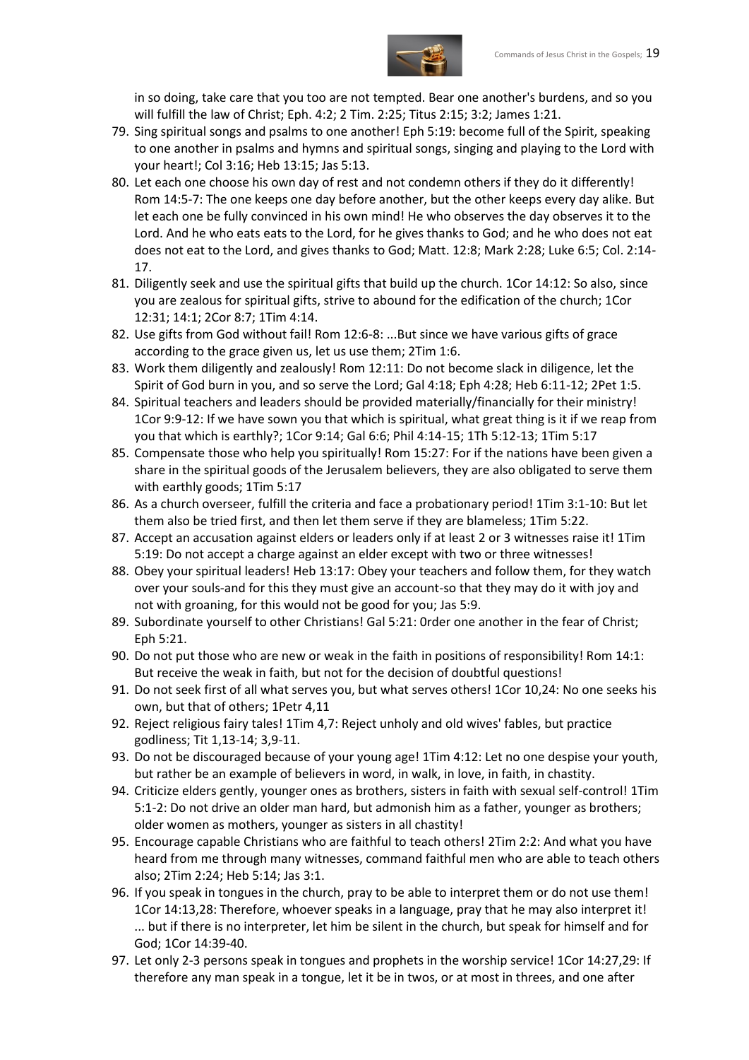in so doing, take care that you too are not tempted. Bear one another's burdens, and so you will fulfill the law of Christ; Eph. 4:2; 2 Tim. 2:25; Titus 2:15; 3:2; James 1:21.

79. Sing spiritual songs and psalms to one another! Eph 5:19: become full of the Spirit, speaking to one another in psalms and hymns and spiritual songs, singing and playing to the Lord with your heart!; Col 3:16; Heb 13:15; Jas 5:13.
80. Let each one choose his own day of rest and not condemn others if they do it differently! Rom 14:5-7: The one keeps one day before another, but the other keeps every day alike. But let each one be fully convinced in his own mind! He who observes the day observes it to the Lord. And he who eats eats to the Lord, for he gives thanks to God; and he who does not eat does not eat to the Lord, and gives thanks to God; Matt. 12:8; Mark 2:28; Luke 6:5; Col. 2:14-17.
81. Diligently seek and use the spiritual gifts that build up the church. 1Cor 14:12: So also, since you are zealous for spiritual gifts, strive to abound for the edification of the church; 1Cor 12:31; 14:1; 2Cor 8:7; 1Tim 4:14.
82. Use gifts from God without fail! Rom 12:6-8: ...But since we have various gifts of grace according to the grace given us, let us use them; 2Tim 1:6.
83. Work them diligently and zealously! Rom 12:11: Do not become slack in diligence, let the Spirit of God burn in you, and so serve the Lord; Gal 4:18; Eph 4:28; Heb 6:11-12; 2Pet 1:5.
84. Spiritual teachers and leaders should be provided materially/financially for their ministry! 1Cor 9:9-12: If we have sown you that which is spiritual, what great thing is it if we reap from you that which is earthly?; 1Cor 9:14; Gal 6:6; Phil 4:14-15; 1Th 5:12-13; 1Tim 5:17
85. Compensate those who help you spiritually! Rom 15:27: For if the nations have been given a share in the spiritual goods of the Jerusalem believers, they are also obligated to serve them with earthly goods; 1Tim 5:17
86. As a church overseer, fulfill the criteria and face a probationary period! 1Tim 3:1-10: But let them also be tried first, and then let them serve if they are blameless; 1Tim 5:22.
87. Accept an accusation against elders or leaders only if at least 2 or 3 witnesses raise it! 1Tim 5:19: Do not accept a charge against an elder except with two or three witnesses!
88. Obey your spiritual leaders! Heb 13:17: Obey your teachers and follow them, for they watch over your souls-and for this they must give an account-so that they may do it with joy and not with groaning, for this would not be good for you; Jas 5:9.
89. Subordinate yourself to other Christians! Gal 5:21: 0rder one another in the fear of Christ; Eph 5:21.
90. Do not put those who are new or weak in the faith in positions of responsibility! Rom 14:1: But receive the weak in faith, but not for the decision of doubtful questions!
91. Do not seek first of all what serves you, but what serves others! 1Cor 10,24: No one seeks his own, but that of others; 1Petr 4,11
92. Reject religious fairy tales! 1Tim 4,7: Reject unholy and old wives' fables, but practice godliness; Tit 1,13-14; 3,9-11.
93. Do not be discouraged because of your young age! 1Tim 4:12: Let no one despise your youth, but rather be an example of believers in word, in walk, in love, in faith, in chastity.
94. Criticize elders gently, younger ones as brothers, sisters in faith with sexual self-control! 1Tim 5:1-2: Do not drive an older man hard, but admonish him as a father, younger as brothers; older women as mothers, younger as sisters in all chastity!
95. Encourage capable Christians who are faithful to teach others! 2Tim 2:2: And what you have heard from me through many witnesses, command faithful men who are able to teach others also; 2Tim 2:24; Heb 5:14; Jas 3:1.
96. If you speak in tongues in the church, pray to be able to interpret them or do not use them! 1Cor 14:13,28: Therefore, whoever speaks in a language, pray that he may also interpret it! ... but if there is no interpreter, let him be silent in the church, but speak for himself and for God; 1Cor 14:39-40.
97. Let only 2-3 persons speak in tongues and prophets in the worship service! 1Cor 14:27,29: If therefore any man speak in a tongue, let it be in twos, or at most in threes, and one after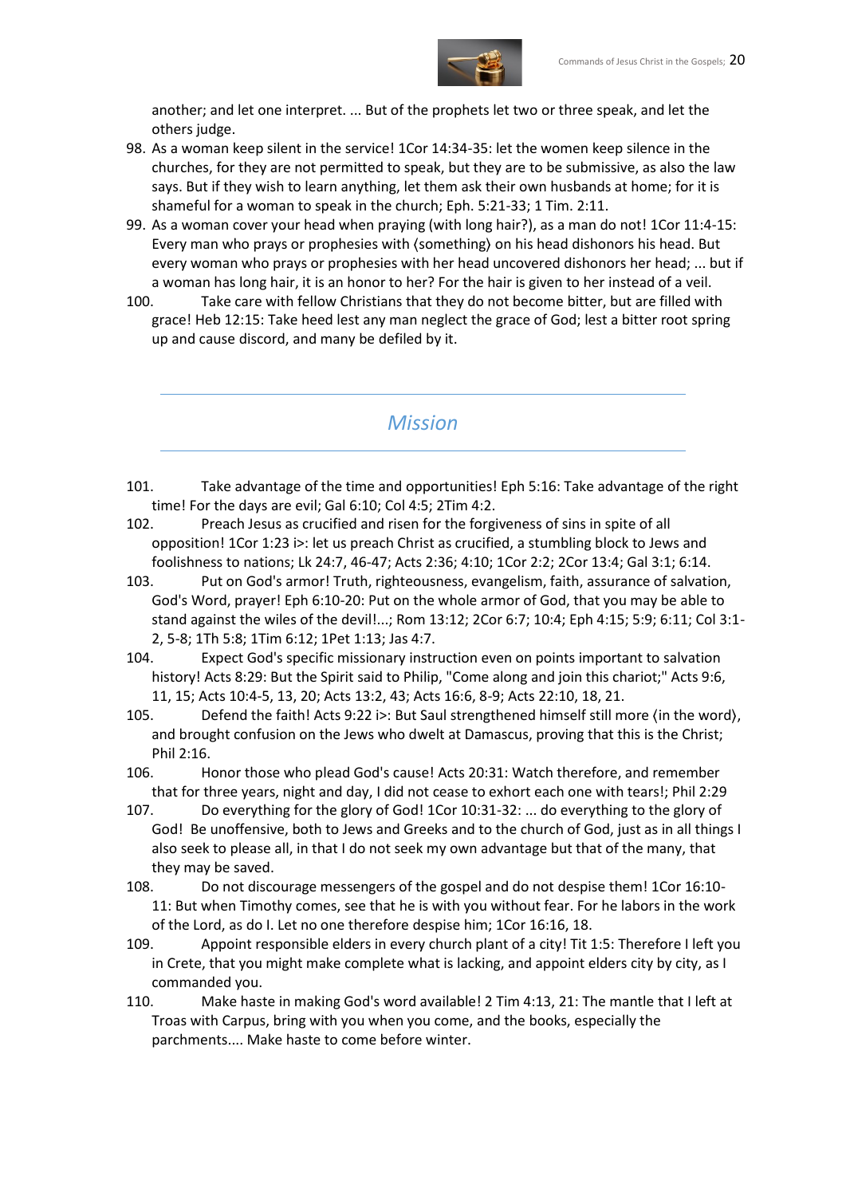another; and let one interpret. ... But of the prophets let two or three speak, and let the others judge.

98. As a woman keep silent in the service! 1Cor 14:34-35: let the women keep silence in the churches, for they are not permitted to speak, but they are to be submissive, as also the law says. But if they wish to learn anything, let them ask their own husbands at home; for it is shameful for a woman to speak in the church; Eph. 5:21-33; 1 Tim. 2:11.
99. As a woman cover your head when praying (with long hair?), as a man do not! 1Cor 11:4-15: Every man who prays or prophesies with ⟨something⟩ on his head dishonors his head. But every woman who prays or prophesies with her head uncovered dishonors her head; ... but if a woman has long hair, it is an honor to her? For the hair is given to her instead of a veil.
100. Take care with fellow Christians that they do not become bitter, but are filled with grace! Heb 12:15: Take heed lest any man neglect the grace of God; lest a bitter root spring up and cause discord, and many be defiled by it.

## *Mission*

101. Take advantage of the time and opportunities! Eph 5:16: Take advantage of the right time! For the days are evil; Gal 6:10; Col 4:5; 2Tim 4:2.
102. Preach Jesus as crucified and risen for the forgiveness of sins in spite of all opposition! 1Cor 1:23 i>: let us preach Christ as crucified, a stumbling block to Jews and foolishness to nations; Lk 24:7, 46-47; Acts 2:36; 4:10; 1Cor 2:2; 2Cor 13:4; Gal 3:1; 6:14.
103. Put on God's armor! Truth, righteousness, evangelism, faith, assurance of salvation, God's Word, prayer! Eph 6:10-20: Put on the whole armor of God, that you may be able to stand against the wiles of the devil!...; Rom 13:12; 2Cor 6:7; 10:4; Eph 4:15; 5:9; 6:11; Col 3:1-2, 5-8; 1Th 5:8; 1Tim 6:12; 1Pet 1:13; Jas 4:7.
104. Expect God's specific missionary instruction even on points important to salvation history! Acts 8:29: But the Spirit said to Philip, "Come along and join this chariot;" Acts 9:6, 11, 15; Acts 10:4-5, 13, 20; Acts 13:2, 43; Acts 16:6, 8-9; Acts 22:10, 18, 21.
105. Defend the faith! Acts 9:22 i>: But Saul strengthened himself still more ⟨in the word⟩, and brought confusion on the Jews who dwelt at Damascus, proving that this is the Christ; Phil 2:16.
106. Honor those who plead God's cause! Acts 20:31: Watch therefore, and remember that for three years, night and day, I did not cease to exhort each one with tears!; Phil 2:29
107. Do everything for the glory of God! 1Cor 10:31-32: ... do everything to the glory of God! Be unoffensive, both to Jews and Greeks and to the church of God, just as in all things I also seek to please all, in that I do not seek my own advantage but that of the many, that they may be saved.
108. Do not discourage messengers of the gospel and do not despise them! 1Cor 16:10-11: But when Timothy comes, see that he is with you without fear. For he labors in the work of the Lord, as do I. Let no one therefore despise him; 1Cor 16:16, 18.
109. Appoint responsible elders in every church plant of a city! Tit 1:5: Therefore I left you in Crete, that you might make complete what is lacking, and appoint elders city by city, as I commanded you.
110. Make haste in making God's word available! 2 Tim 4:13, 21: The mantle that I left at Troas with Carpus, bring with you when you come, and the books, especially the parchments.... Make haste to come before winter.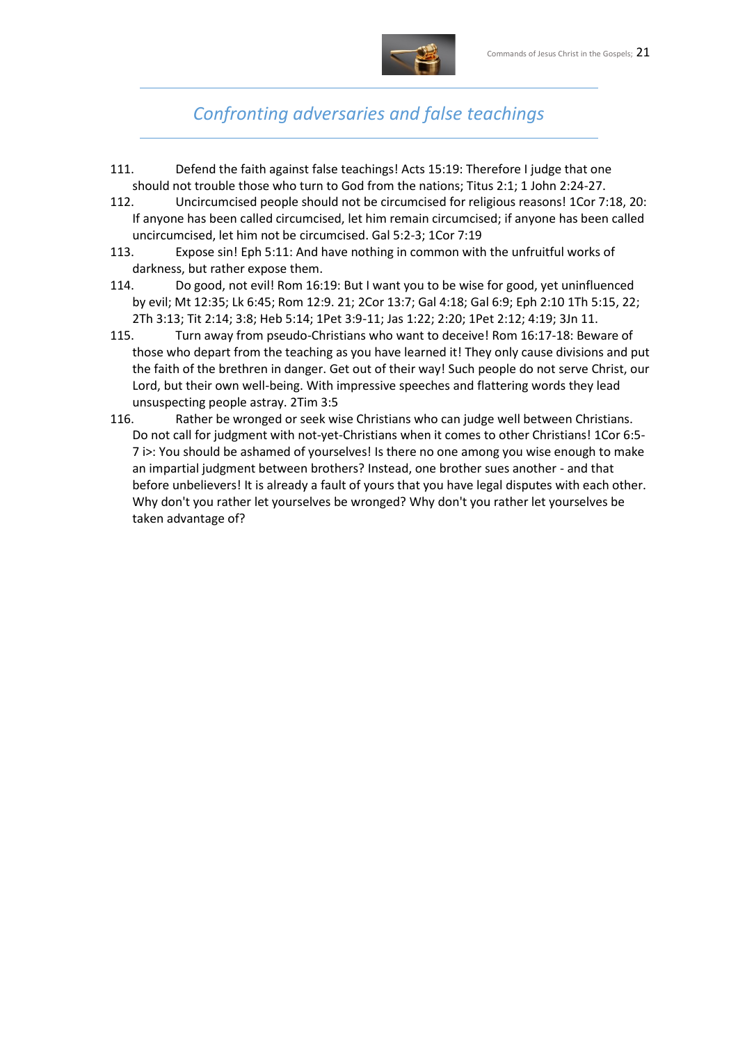## *Confronting adversaries and false teachings*

111. Defend the faith against false teachings! Acts 15:19: Therefore I judge that one should not trouble those who turn to God from the nations; Titus 2:1; 1 John 2:24-27.
112. Uncircumcised people should not be circumcised for religious reasons! 1Cor 7:18, 20: If anyone has been called circumcised, let him remain circumcised; if anyone has been called uncircumcised, let him not be circumcised. Gal 5:2-3; 1Cor 7:19
113. Expose sin! Eph 5:11: And have nothing in common with the unfruitful works of darkness, but rather expose them.
114. Do good, not evil! Rom 16:19: But I want you to be wise for good, yet uninfluenced by evil; Mt 12:35; Lk 6:45; Rom 12:9. 21; 2Cor 13:7; Gal 4:18; Gal 6:9; Eph 2:10 1Th 5:15, 22; 2Th 3:13; Tit 2:14; 3:8; Heb 5:14; 1Pet 3:9-11; Jas 1:22; 2:20; 1Pet 2:12; 4:19; 3Jn 11.
115. Turn away from pseudo-Christians who want to deceive! Rom 16:17-18: Beware of those who depart from the teaching as you have learned it! They only cause divisions and put the faith of the brethren in danger. Get out of their way! Such people do not serve Christ, our Lord, but their own well-being. With impressive speeches and flattering words they lead unsuspecting people astray. 2Tim 3:5
116. Rather be wronged or seek wise Christians who can judge well between Christians. Do not call for judgment with not-yet-Christians when it comes to other Christians! 1Cor 6:5-7 i>: You should be ashamed of yourselves! Is there no one among you wise enough to make an impartial judgment between brothers? Instead, one brother sues another - and that before unbelievers! It is already a fault of yours that you have legal disputes with each other. Why don't you rather let yourselves be wronged? Why don't you rather let yourselves be taken advantage of?